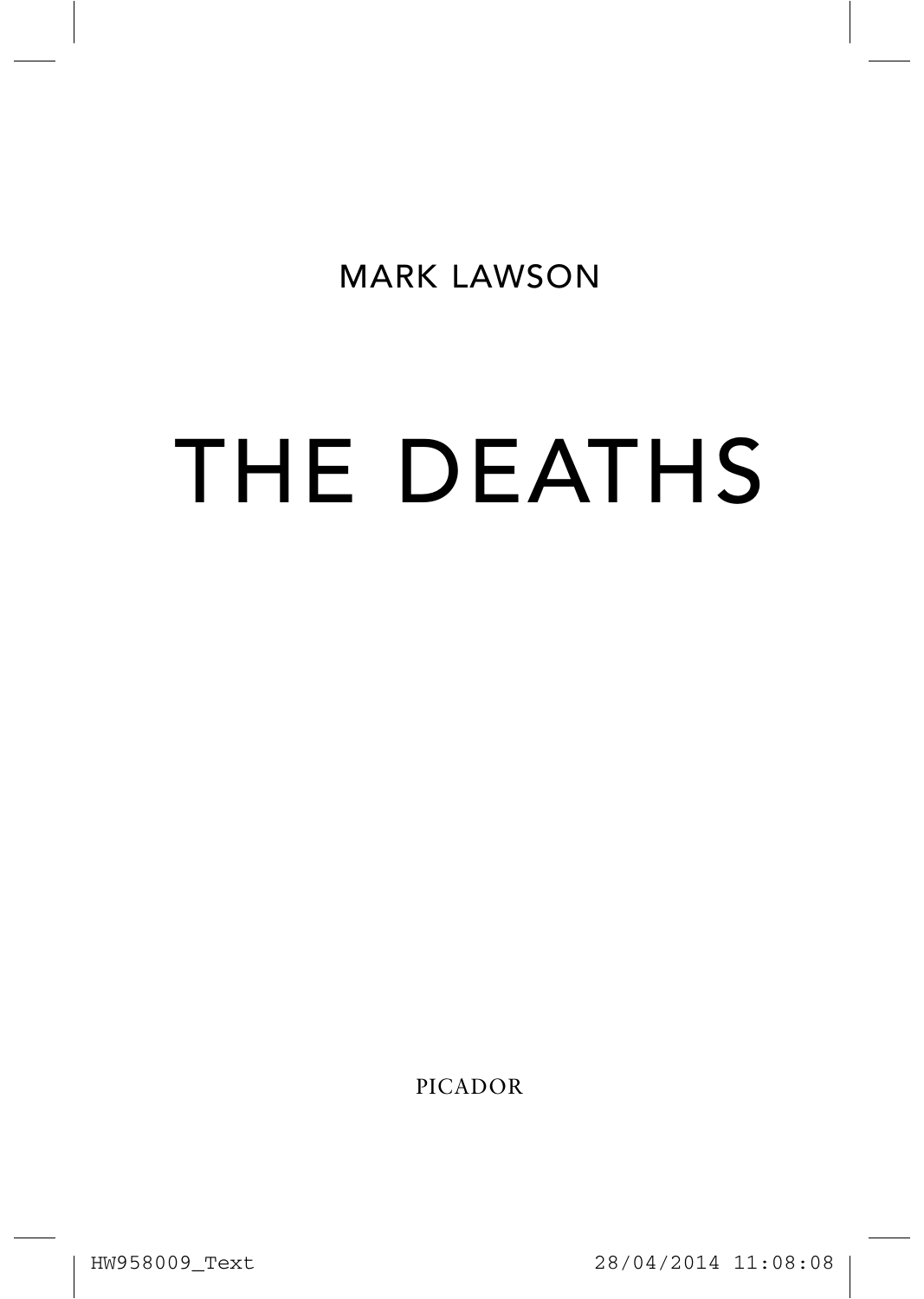MARK LAWSON

# THE DEATHS

PICADOR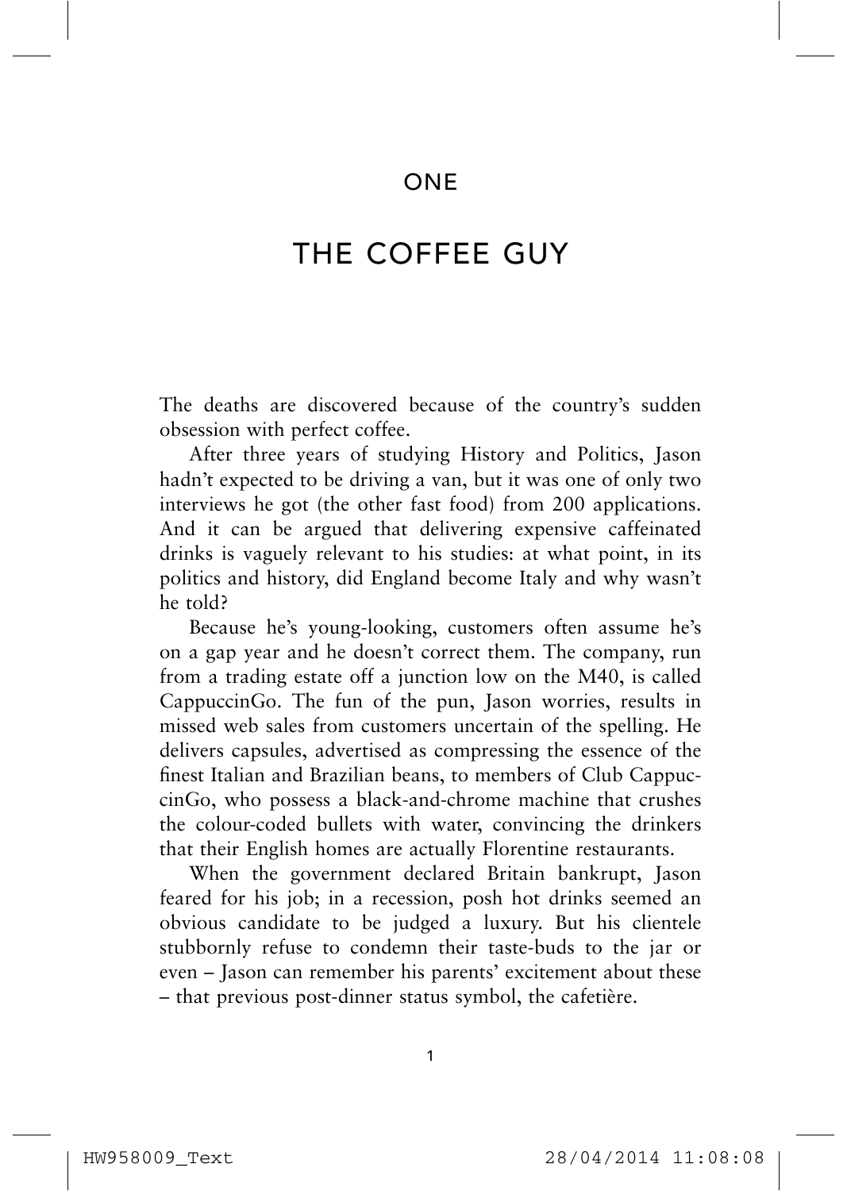# ONE

# THE COFFEE GUY

The deaths are discovered because of the country's sudden obsession with perfect coffee.

After three years of studying History and Politics, Jason hadn't expected to be driving a van, but it was one of only two interviews he got (the other fast food) from 200 applications. And it can be argued that delivering expensive caffeinated drinks is vaguely relevant to his studies: at what point, in its politics and history, did England become Italy and why wasn't he told?

Because he's young-looking, customers often assume he's on a gap year and he doesn't correct them. The company, run from a trading estate off a junction low on the M40, is called CappuccinGo. The fun of the pun, Jason worries, results in missed web sales from customers uncertain of the spelling. He delivers capsules, advertised as compressing the essence of the finest Italian and Brazilian beans, to members of Club CappuccinGo, who possess a black-and-chrome machine that crushes the colour-coded bullets with water, convincing the drinkers that their English homes are actually Florentine restaurants.

When the government declared Britain bankrupt, Jason feared for his job; in a recession, posh hot drinks seemed an obvious candidate to be judged a luxury. But his clientele stubbornly refuse to condemn their taste-buds to the jar or even – Jason can remember his parents' excitement about these – that previous post-dinner status symbol, the cafetière.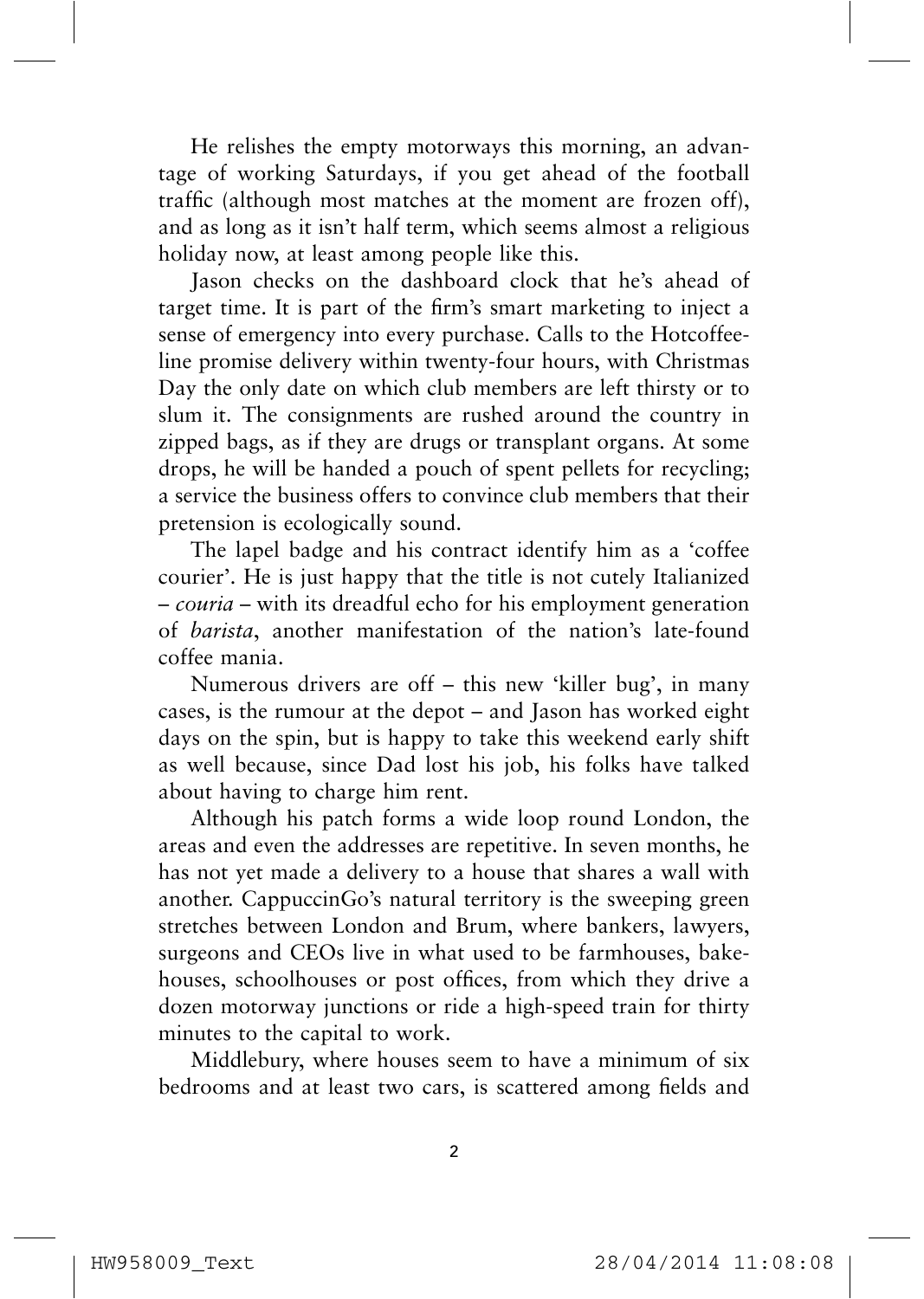He relishes the empty motorways this morning, an advantage of working Saturdays, if you get ahead of the football traffic (although most matches at the moment are frozen off), and as long as it isn't half term, which seems almost a religious holiday now, at least among people like this.

Jason checks on the dashboard clock that he's ahead of target time. It is part of the firm's smart marketing to inject a sense of emergency into every purchase. Calls to the Hotcoffeeline promise delivery within twenty-four hours, with Christmas Day the only date on which club members are left thirsty or to slum it. The consignments are rushed around the country in zipped bags, as if they are drugs or transplant organs. At some drops, he will be handed a pouch of spent pellets for recycling; a service the business offers to convince club members that their pretension is ecologically sound.

The lapel badge and his contract identify him as a 'coffee courier'. He is just happy that the title is not cutely Italianized – *couria* – with its dreadful echo for his employment generation of *barista*, another manifestation of the nation's late-found coffee mania.

Numerous drivers are off – this new 'killer bug', in many cases, is the rumour at the depot – and Jason has worked eight days on the spin, but is happy to take this weekend early shift as well because, since Dad lost his job, his folks have talked about having to charge him rent.

Although his patch forms a wide loop round London, the areas and even the addresses are repetitive. In seven months, he has not yet made a delivery to a house that shares a wall with another. CappuccinGo's natural territory is the sweeping green stretches between London and Brum, where bankers, lawyers, surgeons and CEOs live in what used to be farmhouses, bakehouses, schoolhouses or post offices, from which they drive a dozen motorway junctions or ride a high-speed train for thirty minutes to the capital to work.

Middlebury, where houses seem to have a minimum of six bedrooms and at least two cars, is scattered among fields and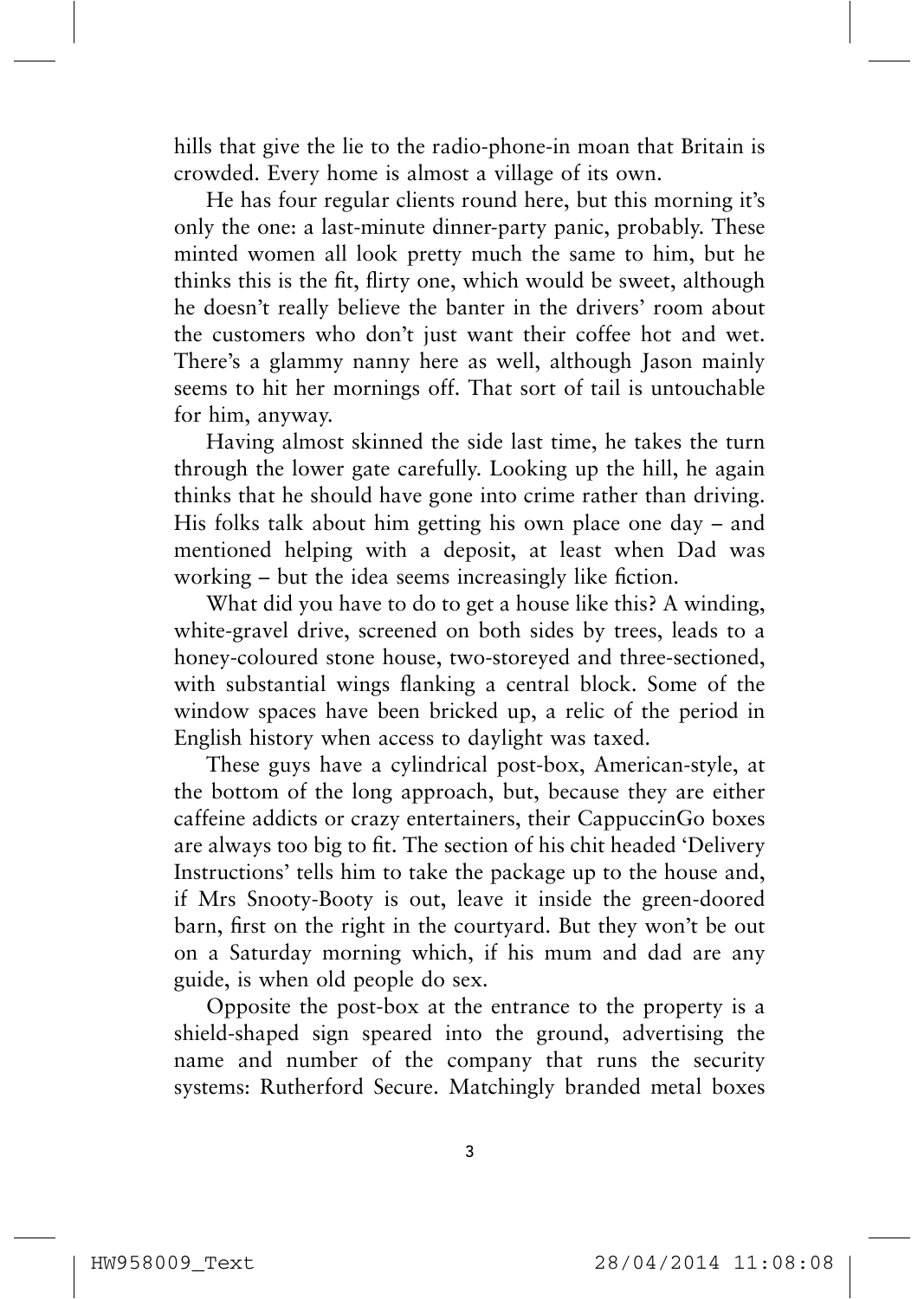hills that give the lie to the radio-phone-in moan that Britain is crowded. Every home is almost a village of its own.

He has four regular clients round here, but this morning it's only the one: a last-minute dinner-party panic, probably. These minted women all look pretty much the same to him, but he thinks this is the fit, flirty one, which would be sweet, although he doesn't really believe the banter in the drivers' room about the customers who don't just want their coffee hot and wet. There's a glammy nanny here as well, although Jason mainly seems to hit her mornings off. That sort of tail is untouchable for him, anyway.

Having almost skinned the side last time, he takes the turn through the lower gate carefully. Looking up the hill, he again thinks that he should have gone into crime rather than driving. His folks talk about him getting his own place one day – and mentioned helping with a deposit, at least when Dad was working – but the idea seems increasingly like fiction.

What did you have to do to get a house like this? A winding, white-gravel drive, screened on both sides by trees, leads to a honey-coloured stone house, two-storeyed and three-sectioned, with substantial wings flanking a central block. Some of the window spaces have been bricked up, a relic of the period in English history when access to daylight was taxed.

These guys have a cylindrical post-box, American-style, at the bottom of the long approach, but, because they are either caffeine addicts or crazy entertainers, their CappuccinGo boxes are always too big to fit. The section of his chit headed 'Delivery Instructions' tells him to take the package up to the house and, if Mrs Snooty-Booty is out, leave it inside the green-doored barn, first on the right in the courtyard. But they won't be out on a Saturday morning which, if his mum and dad are any guide, is when old people do sex.

Opposite the post-box at the entrance to the property is a shield-shaped sign speared into the ground, advertising the name and number of the company that runs the security systems: Rutherford Secure. Matchingly branded metal boxes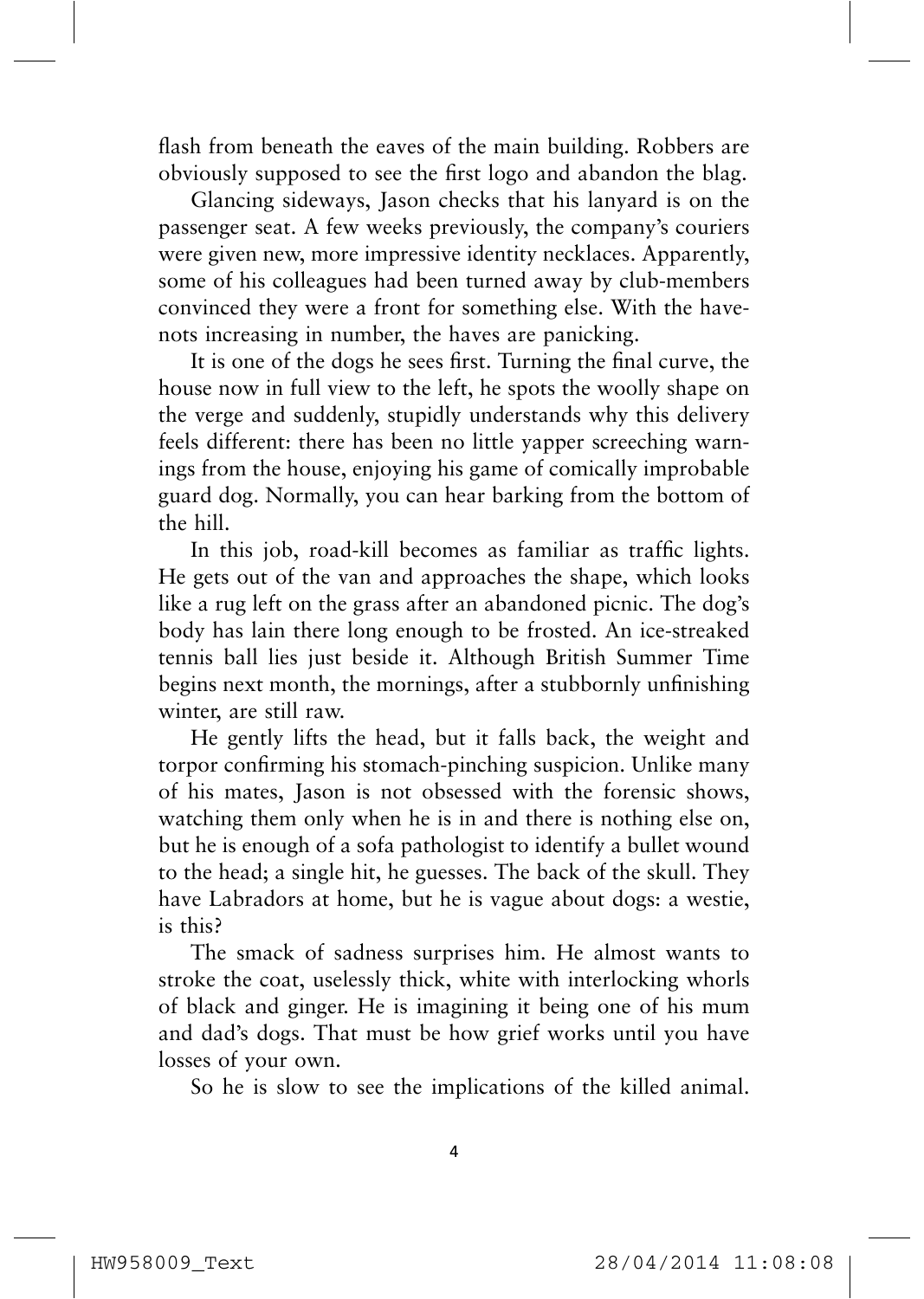flash from beneath the eaves of the main building. Robbers are obviously supposed to see the first logo and abandon the blag.

Glancing sideways, Jason checks that his lanyard is on the passenger seat. A few weeks previously, the company's couriers were given new, more impressive identity necklaces. Apparently, some of his colleagues had been turned away by club-members convinced they were a front for something else. With the have-nots increasing in number, the haves are panicking.

It is one of the dogs he sees first. Turning the final curve, the house now in full view to the left, he spots the woolly shape on the verge and suddenly, stupidly understands why this delivery feels different: there has been no little yapper screeching warnings from the house, enjoying his game of comically improbable guard dog. Normally, you can hear barking from the bottom of the hill.

In this job, road-kill becomes as familiar as traffic lights. He gets out of the van and approaches the shape, which looks like a rug left on the grass after an abandoned picnic. The dog's body has lain there long enough to be frosted. An ice-streaked tennis ball lies just beside it. Although British Summer Time begins next month, the mornings, after a stubbornly unfinishing winter, are still raw.

He gently lifts the head, but it falls back, the weight and torpor confirming his stomach-pinching suspicion. Unlike many of his mates, Jason is not obsessed with the forensic shows, watching them only when he is in and there is nothing else on, but he is enough of a sofa pathologist to identify a bullet wound to the head; a single hit, he guesses. The back of the skull. They have Labradors at home, but he is vague about dogs: a westie, is this?

The smack of sadness surprises him. He almost wants to stroke the coat, uselessly thick, white with interlocking whorls of black and ginger. He is imagining it being one of his mum and dad's dogs. That must be how grief works until you have losses of your own.

So he is slow to see the implications of the killed animal.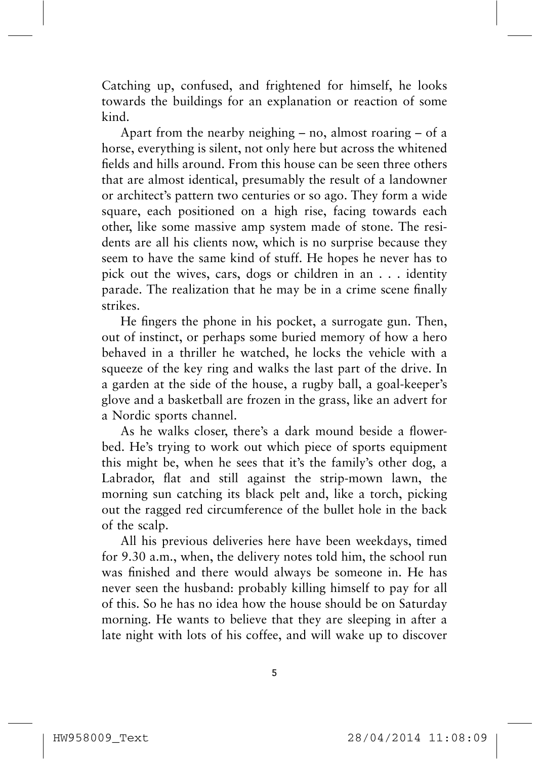Catching up, confused, and frightened for himself, he looks towards the buildings for an explanation or reaction of some kind.

Apart from the nearby neighing – no, almost roaring – of a horse, everything is silent, not only here but across the whitened fields and hills around. From this house can be seen three others that are almost identical, presumably the result of a landowner or architect's pattern two centuries or so ago. They form a wide square, each positioned on a high rise, facing towards each other, like some massive amp system made of stone. The residents are all his clients now, which is no surprise because they seem to have the same kind of stuff. He hopes he never has to pick out the wives, cars, dogs or children in an . . . identity parade. The realization that he may be in a crime scene finally strikes.

He fingers the phone in his pocket, a surrogate gun. Then, out of instinct, or perhaps some buried memory of how a hero behaved in a thriller he watched, he locks the vehicle with a squeeze of the key ring and walks the last part of the drive. In a garden at the side of the house, a rugby ball, a goal-keeper's glove and a basketball are frozen in the grass, like an advert for a Nordic sports channel.

As he walks closer, there's a dark mound beside a flowerbed. He's trying to work out which piece of sports equipment this might be, when he sees that it's the family's other dog, a Labrador, flat and still against the strip-mown lawn, the morning sun catching its black pelt and, like a torch, picking out the ragged red circumference of the bullet hole in the back of the scalp.

All his previous deliveries here have been weekdays, timed for 9.30 a.m., when, the delivery notes told him, the school run was finished and there would always be someone in. He has never seen the husband: probably killing himself to pay for all of this. So he has no idea how the house should be on Saturday morning. He wants to believe that they are sleeping in after a late night with lots of his coffee, and will wake up to discover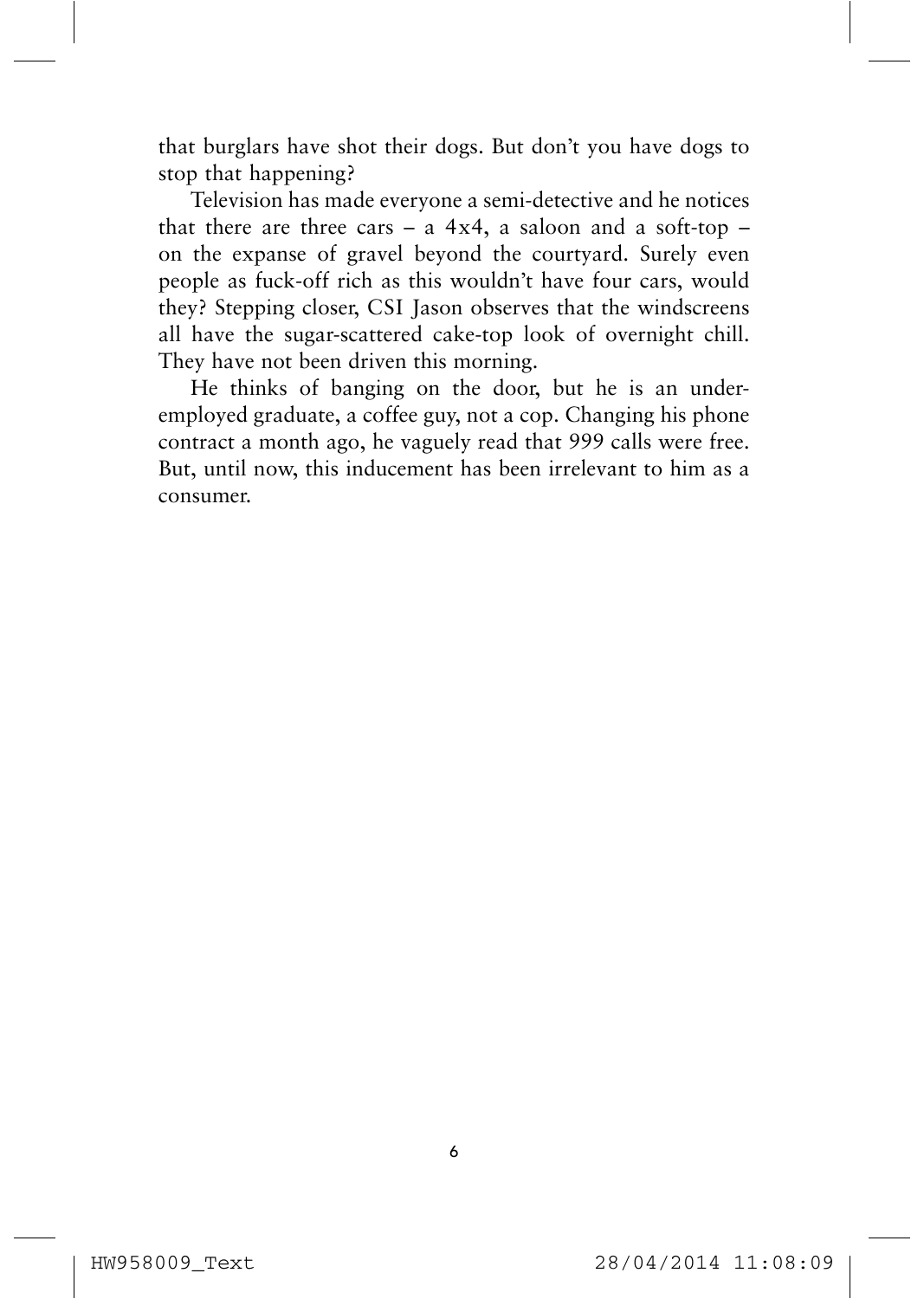that burglars have shot their dogs. But don't you have dogs to stop that happening?

Television has made everyone a semi-detective and he notices that there are three cars – a 4x4, a saloon and a soft-top – on the expanse of gravel beyond the courtyard. Surely even people as fuck-off rich as this wouldn't have four cars, would they? Stepping closer, CSI Jason observes that the windscreens all have the sugar-scattered cake-top look of overnight chill. They have not been driven this morning.

He thinks of banging on the door, but he is an under-employed graduate, a coffee guy, not a cop. Changing his phone contract a month ago, he vaguely read that 999 calls were free. But, until now, this inducement has been irrelevant to him as a consumer.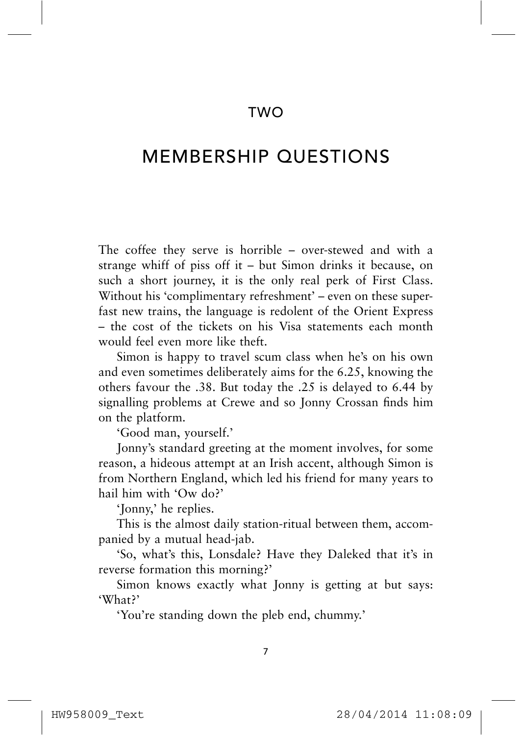# TWO

# MEMBERSHIP QUESTIONS

The coffee they serve is horrible – over-stewed and with a strange whiff of piss off it – but Simon drinks it because, on such a short journey, it is the only real perk of First Class. Without his 'complimentary refreshment' – even on these super-fast new trains, the language is redolent of the Orient Express – the cost of the tickets on his Visa statements each month would feel even more like theft.

Simon is happy to travel scum class when he's on his own and even sometimes deliberately aims for the 6.25, knowing the others favour the .38. But today the .25 is delayed to 6.44 by signalling problems at Crewe and so Jonny Crossan finds him on the platform.

'Good man, yourself.'

Jonny's standard greeting at the moment involves, for some reason, a hideous attempt at an Irish accent, although Simon is from Northern England, which led his friend for many years to hail him with 'Ow do?'

'Jonny,' he replies.

This is the almost daily station-ritual between them, accompanied by a mutual head-jab.

'So, what's this, Lonsdale? Have they Daleked that it's in reverse formation this morning?'

Simon knows exactly what Jonny is getting at but says: 'What?'

'You're standing down the pleb end, chummy.'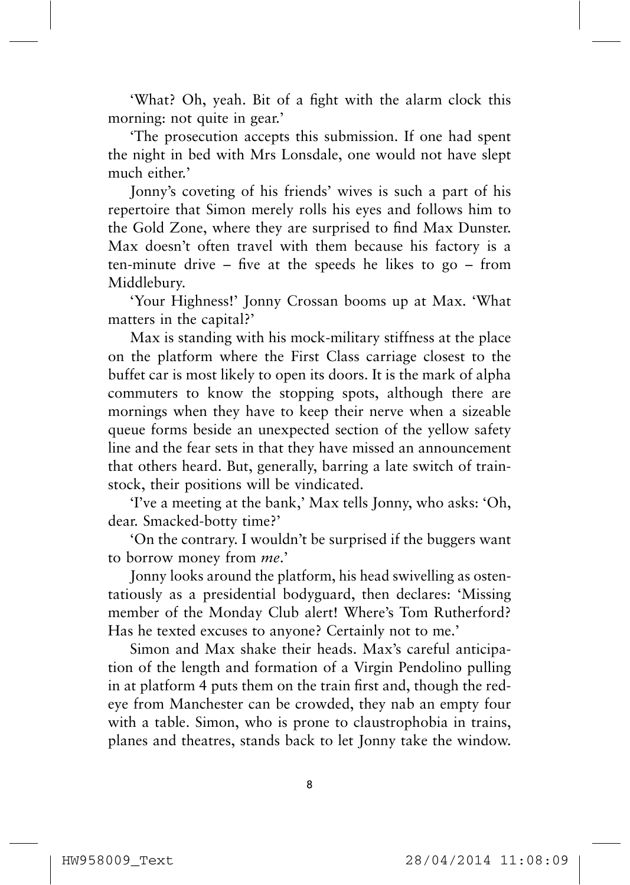'What? Oh, yeah. Bit of a fight with the alarm clock this morning: not quite in gear.'

'The prosecution accepts this submission. If one had spent the night in bed with Mrs Lonsdale, one would not have slept much either.'

Jonny's coveting of his friends' wives is such a part of his repertoire that Simon merely rolls his eyes and follows him to the Gold Zone, where they are surprised to find Max Dunster. Max doesn't often travel with them because his factory is a ten-minute drive – five at the speeds he likes to go – from Middlebury.

'Your Highness!' Jonny Crossan booms up at Max. 'What matters in the capital?'

Max is standing with his mock-military stiffness at the place on the platform where the First Class carriage closest to the buffet car is most likely to open its doors. It is the mark of alpha commuters to know the stopping spots, although there are mornings when they have to keep their nerve when a sizeable queue forms beside an unexpected section of the yellow safety line and the fear sets in that they have missed an announcement that others heard. But, generally, barring a late switch of train-stock, their positions will be vindicated.

'I've a meeting at the bank,' Max tells Jonny, who asks: 'Oh, dear. Smacked-botty time?'

'On the contrary. I wouldn't be surprised if the buggers want to borrow money from *me*.'

Jonny looks around the platform, his head swivelling as ostentatiously as a presidential bodyguard, then declares: 'Missing member of the Monday Club alert! Where's Tom Rutherford? Has he texted excuses to anyone? Certainly not to me.'

Simon and Max shake their heads. Max's careful anticipation of the length and formation of a Virgin Pendolino pulling in at platform 4 puts them on the train first and, though the red-eye from Manchester can be crowded, they nab an empty four with a table. Simon, who is prone to claustrophobia in trains, planes and theatres, stands back to let Jonny take the window.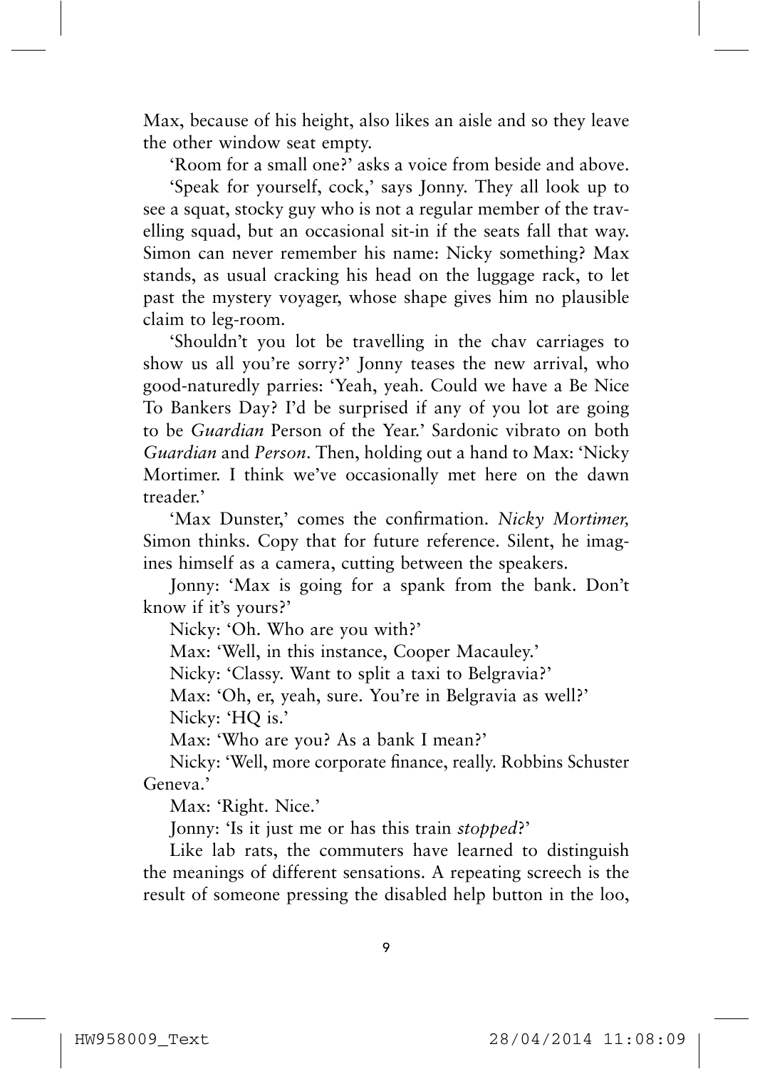Max, because of his height, also likes an aisle and so they leave the other window seat empty.

'Room for a small one?' asks a voice from beside and above.

'Speak for yourself, cock,' says Jonny. They all look up to see a squat, stocky guy who is not a regular member of the travelling squad, but an occasional sit-in if the seats fall that way. Simon can never remember his name: Nicky something? Max stands, as usual cracking his head on the luggage rack, to let past the mystery voyager, whose shape gives him no plausible claim to leg-room.

'Shouldn't you lot be travelling in the chav carriages to show us all you're sorry?' Jonny teases the new arrival, who good-naturedly parries: 'Yeah, yeah. Could we have a Be Nice To Bankers Day? I'd be surprised if any of you lot are going to be *Guardian* Person of the Year.' Sardonic vibrato on both *Guardian* and *Person*. Then, holding out a hand to Max: 'Nicky Mortimer. I think we've occasionally met here on the dawn treader.'

'Max Dunster,' comes the confirmation. *Nicky Mortimer,* Simon thinks. Copy that for future reference. Silent, he imagines himself as a camera, cutting between the speakers.

Jonny: 'Max is going for a spank from the bank. Don't know if it's yours?'

Nicky: 'Oh. Who are you with?'

Max: 'Well, in this instance, Cooper Macauley.'

Nicky: 'Classy. Want to split a taxi to Belgravia?'

Max: 'Oh, er, yeah, sure. You're in Belgravia as well?'

Nicky: 'HQ is.'

Max: 'Who are you? As a bank I mean?'

Nicky: 'Well, more corporate finance, really. Robbins Schuster Geneva.'

Max: 'Right. Nice.'

Jonny: 'Is it just me or has this train *stopped*?'

Like lab rats, the commuters have learned to distinguish the meanings of different sensations. A repeating screech is the result of someone pressing the disabled help button in the loo,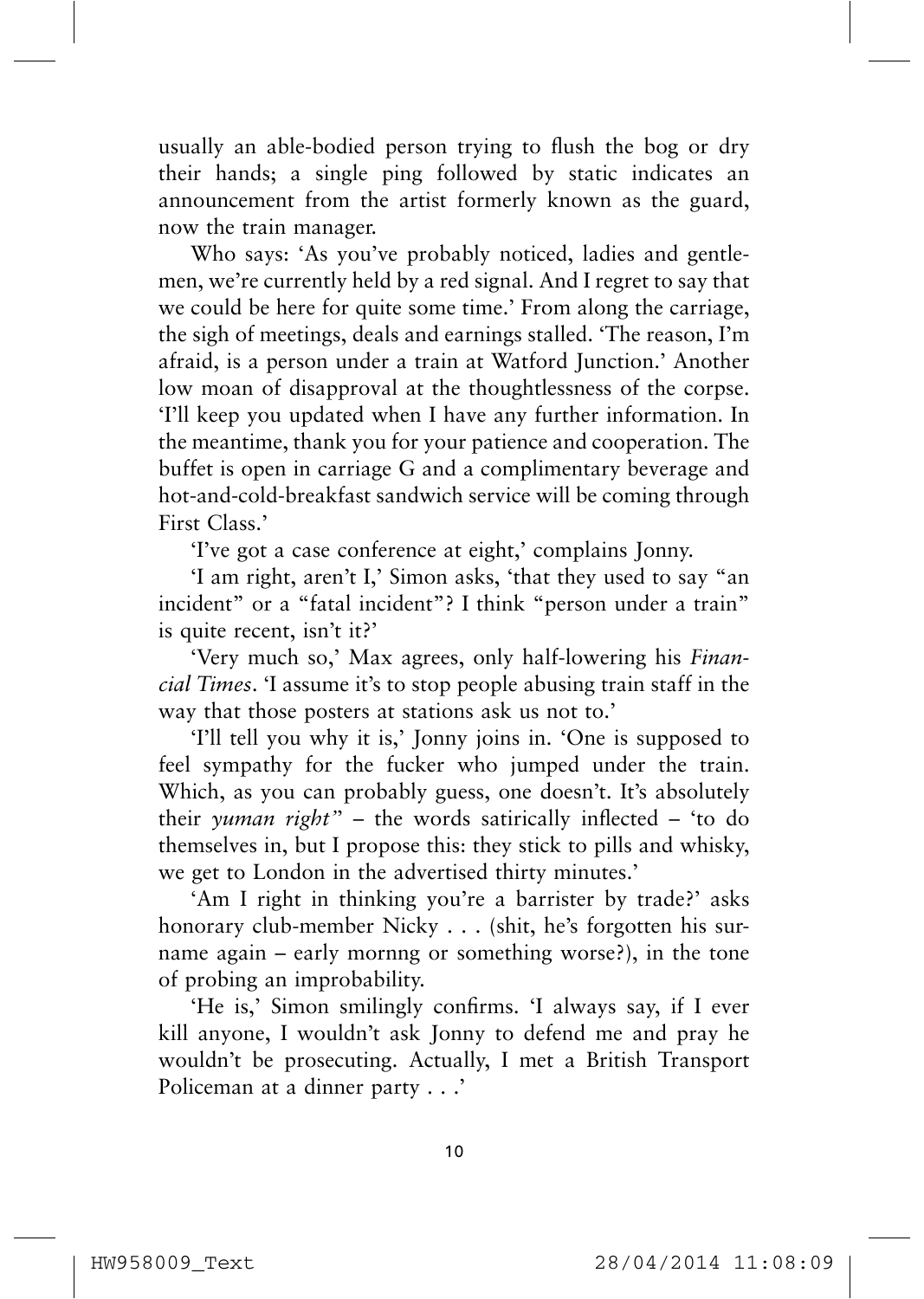usually an able-bodied person trying to flush the bog or dry their hands; a single ping followed by static indicates an announcement from the artist formerly known as the guard, now the train manager.

Who says: 'As you've probably noticed, ladies and gentlemen, we're currently held by a red signal. And I regret to say that we could be here for quite some time.' From along the carriage, the sigh of meetings, deals and earnings stalled. 'The reason, I'm afraid, is a person under a train at Watford Junction.' Another low moan of disapproval at the thoughtlessness of the corpse. 'I'll keep you updated when I have any further information. In the meantime, thank you for your patience and cooperation. The buffet is open in carriage G and a complimentary beverage and hot-and-cold-breakfast sandwich service will be coming through First Class.'

'I've got a case conference at eight,' complains Jonny.

'I am right, aren't I,' Simon asks, 'that they used to say "an incident" or a "fatal incident"? I think "person under a train" is quite recent, isn't it?'

'Very much so,' Max agrees, only half-lowering his *Financial Times*. 'I assume it's to stop people abusing train staff in the way that those posters at stations ask us not to.'

'I'll tell you why it is,' Jonny joins in. 'One is supposed to feel sympathy for the fucker who jumped under the train. Which, as you can probably guess, one doesn't. It's absolutely their *yuman right*' – the words satirically inflected – 'to do themselves in, but I propose this: they stick to pills and whisky, we get to London in the advertised thirty minutes.'

'Am I right in thinking you're a barrister by trade?' asks honorary club-member Nicky . . . (shit, he's forgotten his surname again – early mornng or something worse?), in the tone of probing an improbability.

'He is,' Simon smilingly confirms. 'I always say, if I ever kill anyone, I wouldn't ask Jonny to defend me and pray he wouldn't be prosecuting. Actually, I met a British Transport Policeman at a dinner party . . .'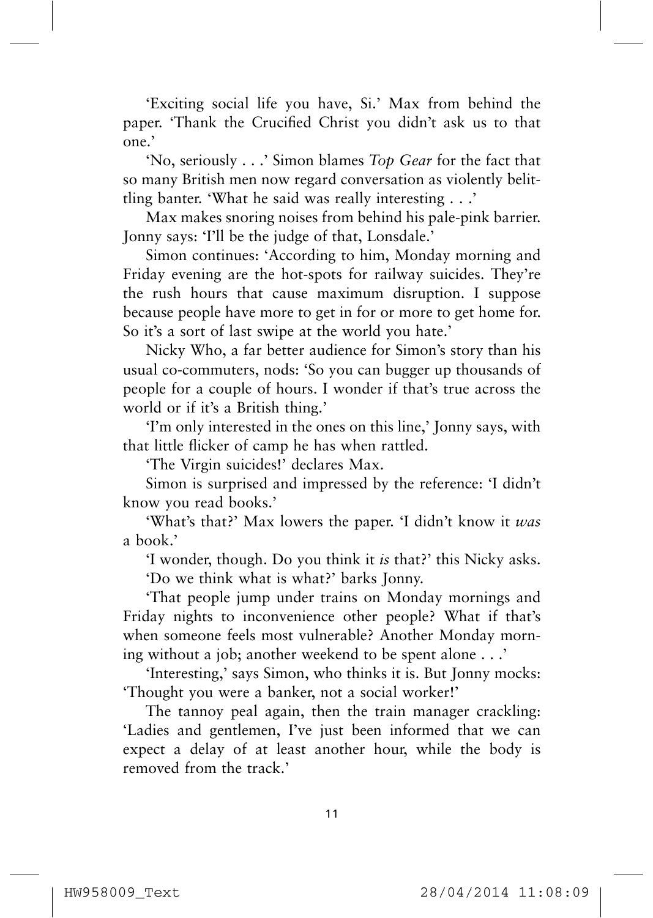'Exciting social life you have, Si.' Max from behind the paper. 'Thank the Crucified Christ you didn't ask us to that one.'

'No, seriously . . .' Simon blames *Top Gear* for the fact that so many British men now regard conversation as violently belittling banter. 'What he said was really interesting . . .'

Max makes snoring noises from behind his pale-pink barrier. Jonny says: 'I'll be the judge of that, Lonsdale.'

Simon continues: 'According to him, Monday morning and Friday evening are the hot-spots for railway suicides. They're the rush hours that cause maximum disruption. I suppose because people have more to get in for or more to get home for. So it's a sort of last swipe at the world you hate.'

Nicky Who, a far better audience for Simon's story than his usual co-commuters, nods: 'So you can bugger up thousands of people for a couple of hours. I wonder if that's true across the world or if it's a British thing.'

'I'm only interested in the ones on this line,' Jonny says, with that little flicker of camp he has when rattled.

'The Virgin suicides!' declares Max.

Simon is surprised and impressed by the reference: 'I didn't know you read books.'

'What's that?' Max lowers the paper. 'I didn't know it *was* a book.'

'I wonder, though. Do you think it *is* that?' this Nicky asks.

'Do we think what is what?' barks Jonny.

'That people jump under trains on Monday mornings and Friday nights to inconvenience other people? What if that's when someone feels most vulnerable? Another Monday morning without a job; another weekend to be spent alone . . .'

'Interesting,' says Simon, who thinks it is. But Jonny mocks: 'Thought you were a banker, not a social worker!'

The tannoy peal again, then the train manager crackling: 'Ladies and gentlemen, I've just been informed that we can expect a delay of at least another hour, while the body is removed from the track.'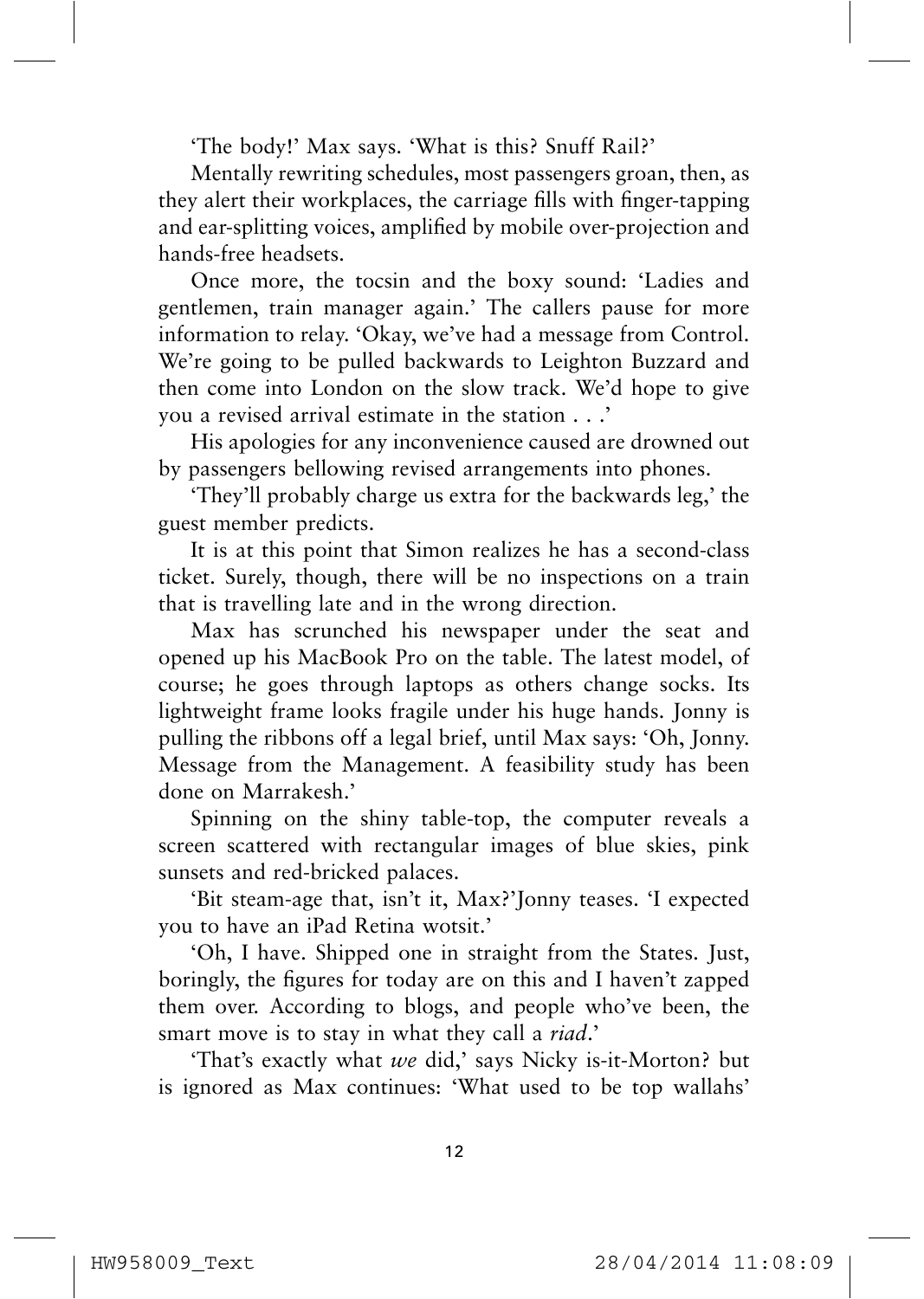'The body!' Max says. 'What is this? Snuff Rail?'

Mentally rewriting schedules, most passengers groan, then, as they alert their workplaces, the carriage fills with finger-tapping and ear-splitting voices, amplified by mobile over-projection and hands-free headsets.

Once more, the tocsin and the boxy sound: 'Ladies and gentlemen, train manager again.' The callers pause for more information to relay. 'Okay, we've had a message from Control. We're going to be pulled backwards to Leighton Buzzard and then come into London on the slow track. We'd hope to give you a revised arrival estimate in the station . . .'

His apologies for any inconvenience caused are drowned out by passengers bellowing revised arrangements into phones.

'They'll probably charge us extra for the backwards leg,' the guest member predicts.

It is at this point that Simon realizes he has a second-class ticket. Surely, though, there will be no inspections on a train that is travelling late and in the wrong direction.

Max has scrunched his newspaper under the seat and opened up his MacBook Pro on the table. The latest model, of course; he goes through laptops as others change socks. Its lightweight frame looks fragile under his huge hands. Jonny is pulling the ribbons off a legal brief, until Max says: 'Oh, Jonny. Message from the Management. A feasibility study has been done on Marrakesh.'

Spinning on the shiny table-top, the computer reveals a screen scattered with rectangular images of blue skies, pink sunsets and red-bricked palaces.

'Bit steam-age that, isn't it, Max?'Jonny teases. 'I expected you to have an iPad Retina wotsit.'

'Oh, I have. Shipped one in straight from the States. Just, boringly, the figures for today are on this and I haven't zapped them over. According to blogs, and people who've been, the smart move is to stay in what they call a *riad*.'

'That's exactly what *we* did,' says Nicky is-it-Morton? but is ignored as Max continues: 'What used to be top wallahs'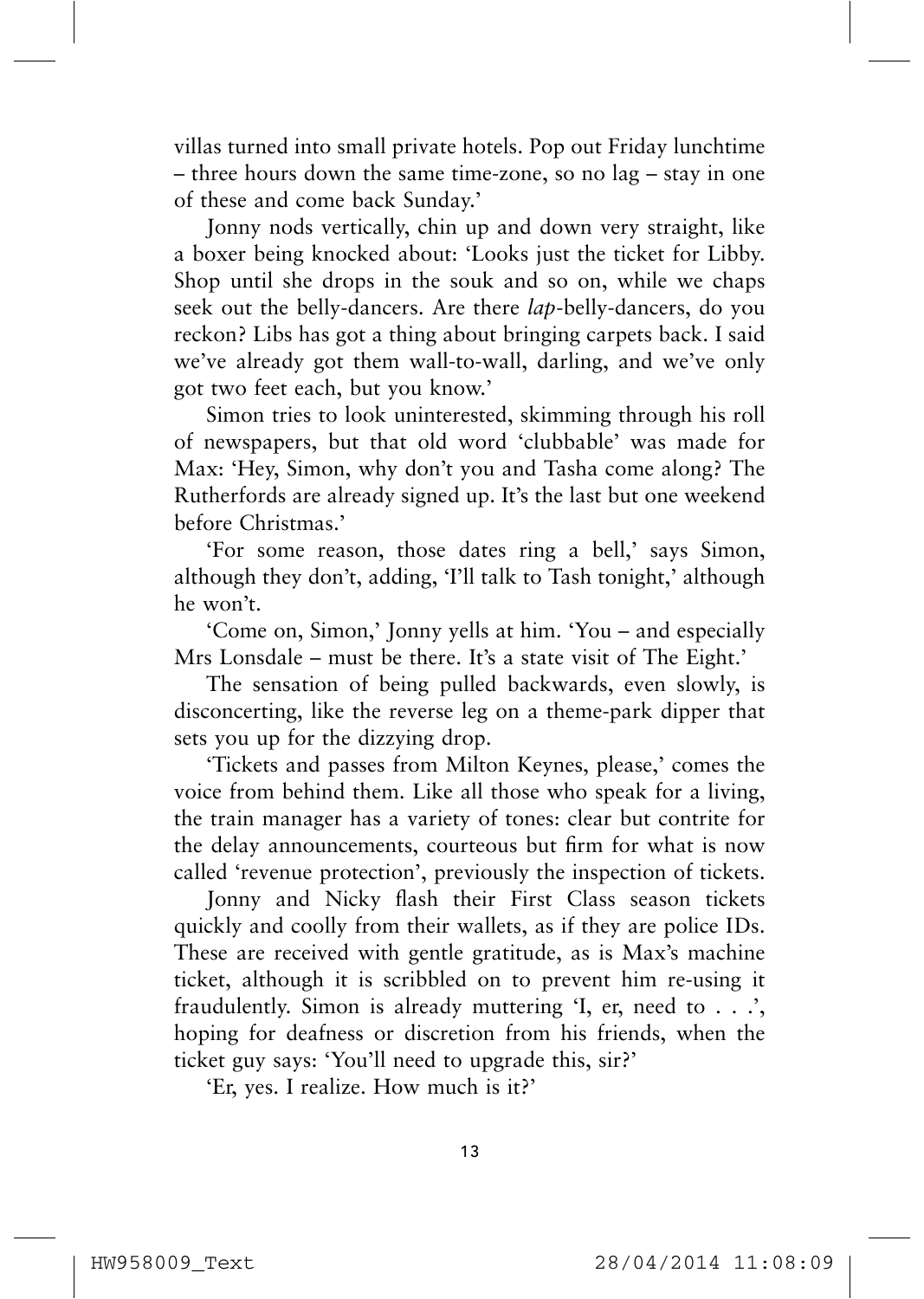villas turned into small private hotels. Pop out Friday lunchtime – three hours down the same time-zone, so no lag – stay in one of these and come back Sunday.'

Jonny nods vertically, chin up and down very straight, like a boxer being knocked about: 'Looks just the ticket for Libby. Shop until she drops in the souk and so on, while we chaps seek out the belly-dancers. Are there *lap*-belly-dancers, do you reckon? Libs has got a thing about bringing carpets back. I said we've already got them wall-to-wall, darling, and we've only got two feet each, but you know.'

Simon tries to look uninterested, skimming through his roll of newspapers, but that old word 'clubbable' was made for Max: 'Hey, Simon, why don't you and Tasha come along? The Rutherfords are already signed up. It's the last but one weekend before Christmas.'

'For some reason, those dates ring a bell,' says Simon, although they don't, adding, 'I'll talk to Tash tonight,' although he won't.

'Come on, Simon,' Jonny yells at him. 'You – and especially Mrs Lonsdale – must be there. It's a state visit of The Eight.'

The sensation of being pulled backwards, even slowly, is disconcerting, like the reverse leg on a theme-park dipper that sets you up for the dizzying drop.

'Tickets and passes from Milton Keynes, please,' comes the voice from behind them. Like all those who speak for a living, the train manager has a variety of tones: clear but contrite for the delay announcements, courteous but firm for what is now called 'revenue protection', previously the inspection of tickets.

Jonny and Nicky flash their First Class season tickets quickly and coolly from their wallets, as if they are police IDs. These are received with gentle gratitude, as is Max's machine ticket, although it is scribbled on to prevent him re-using it fraudulently. Simon is already muttering 'I, er, need to . . .', hoping for deafness or discretion from his friends, when the ticket guy says: 'You'll need to upgrade this, sir?'

'Er, yes. I realize. How much is it?'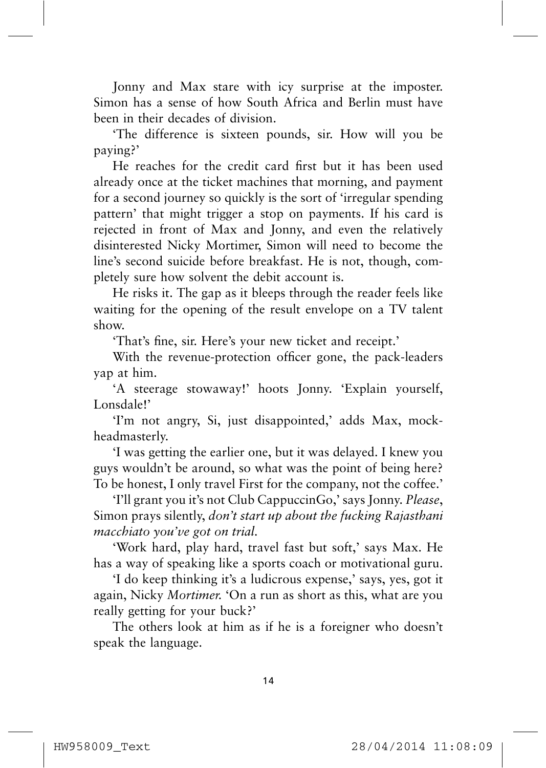Jonny and Max stare with icy surprise at the imposter. Simon has a sense of how South Africa and Berlin must have been in their decades of division.

'The difference is sixteen pounds, sir. How will you be paying?'

He reaches for the credit card first but it has been used already once at the ticket machines that morning, and payment for a second journey so quickly is the sort of 'irregular spending pattern' that might trigger a stop on payments. If his card is rejected in front of Max and Jonny, and even the relatively disinterested Nicky Mortimer, Simon will need to become the line's second suicide before breakfast. He is not, though, completely sure how solvent the debit account is.

He risks it. The gap as it bleeps through the reader feels like waiting for the opening of the result envelope on a TV talent show.

'That's fine, sir. Here's your new ticket and receipt.'

With the revenue-protection officer gone, the pack-leaders yap at him.

'A steerage stowaway!' hoots Jonny. 'Explain yourself, Lonsdale!'

'I'm not angry, Si, just disappointed,' adds Max, mock-headmasterly.

'I was getting the earlier one, but it was delayed. I knew you guys wouldn't be around, so what was the point of being here? To be honest, I only travel First for the company, not the coffee.'

'I'll grant you it's not Club CappuccinGo,' says Jonny. *Please*, Simon prays silently, *don't start up about the fucking Rajasthani macchiato you've got on trial.*

'Work hard, play hard, travel fast but soft,' says Max. He has a way of speaking like a sports coach or motivational guru.

'I do keep thinking it's a ludicrous expense,' says, yes, got it again, Nicky *Mortimer*. 'On a run as short as this, what are you really getting for your buck?'

The others look at him as if he is a foreigner who doesn't speak the language.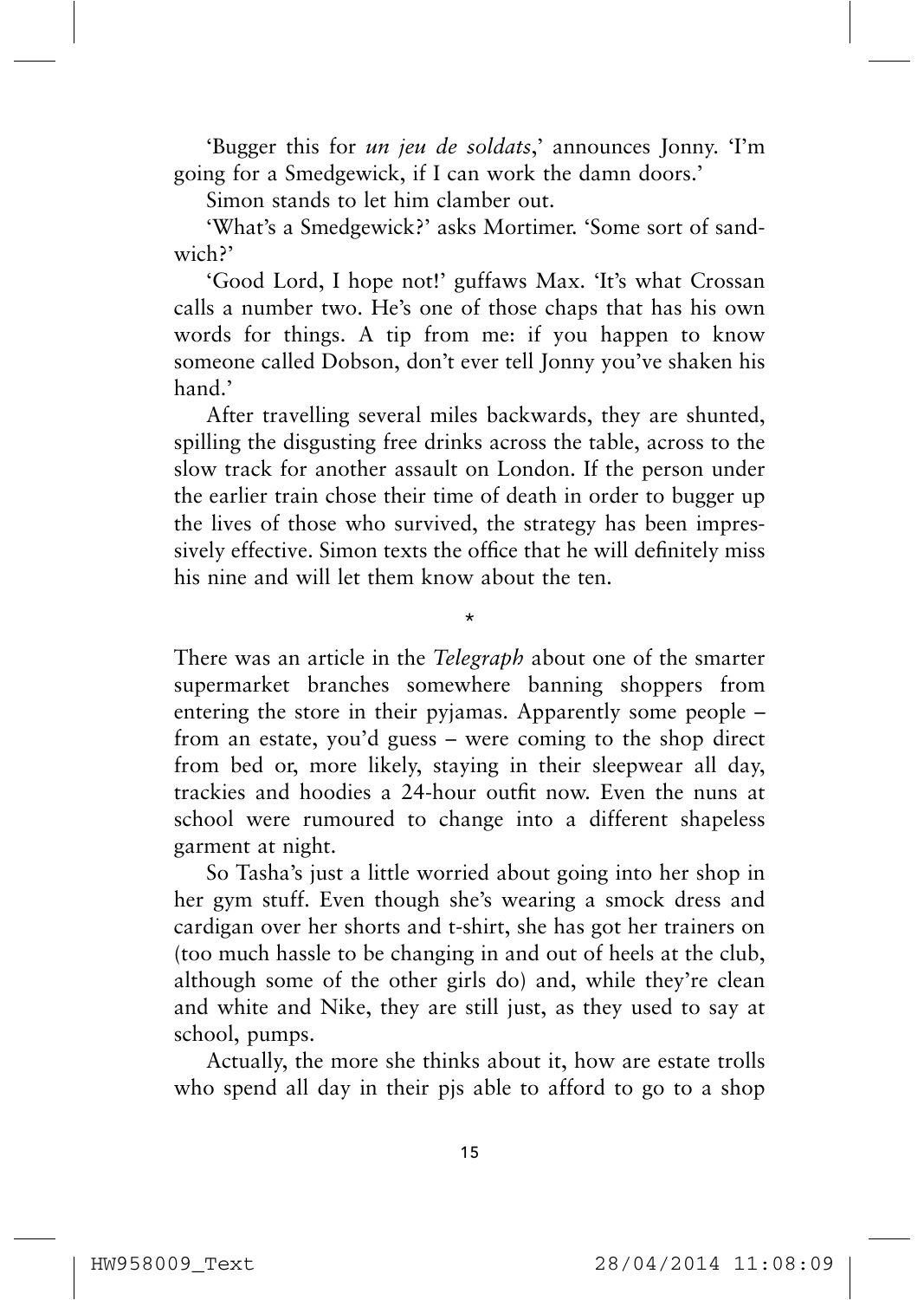'Bugger this for *un jeu de soldats*,' announces Jonny. 'I'm going for a Smedgewick, if I can work the damn doors.'

Simon stands to let him clamber out.

'What's a Smedgewick?' asks Mortimer. 'Some sort of sandwich?'

'Good Lord, I hope not!' guffaws Max. 'It's what Crossan calls a number two. He's one of those chaps that has his own words for things. A tip from me: if you happen to know someone called Dobson, don't ever tell Jonny you've shaken his hand.'

After travelling several miles backwards, they are shunted, spilling the disgusting free drinks across the table, across to the slow track for another assault on London. If the person under the earlier train chose their time of death in order to bugger up the lives of those who survived, the strategy has been impressively effective. Simon texts the office that he will definitely miss his nine and will let them know about the ten.

*

There was an article in the *Telegraph* about one of the smarter supermarket branches somewhere banning shoppers from entering the store in their pyjamas. Apparently some people – from an estate, you'd guess – were coming to the shop direct from bed or, more likely, staying in their sleepwear all day, trackies and hoodies a 24-hour outfit now. Even the nuns at school were rumoured to change into a different shapeless garment at night.

So Tasha's just a little worried about going into her shop in her gym stuff. Even though she's wearing a smock dress and cardigan over her shorts and t-shirt, she has got her trainers on (too much hassle to be changing in and out of heels at the club, although some of the other girls do) and, while they're clean and white and Nike, they are still just, as they used to say at school, pumps.

Actually, the more she thinks about it, how are estate trolls who spend all day in their pjs able to afford to go to a shop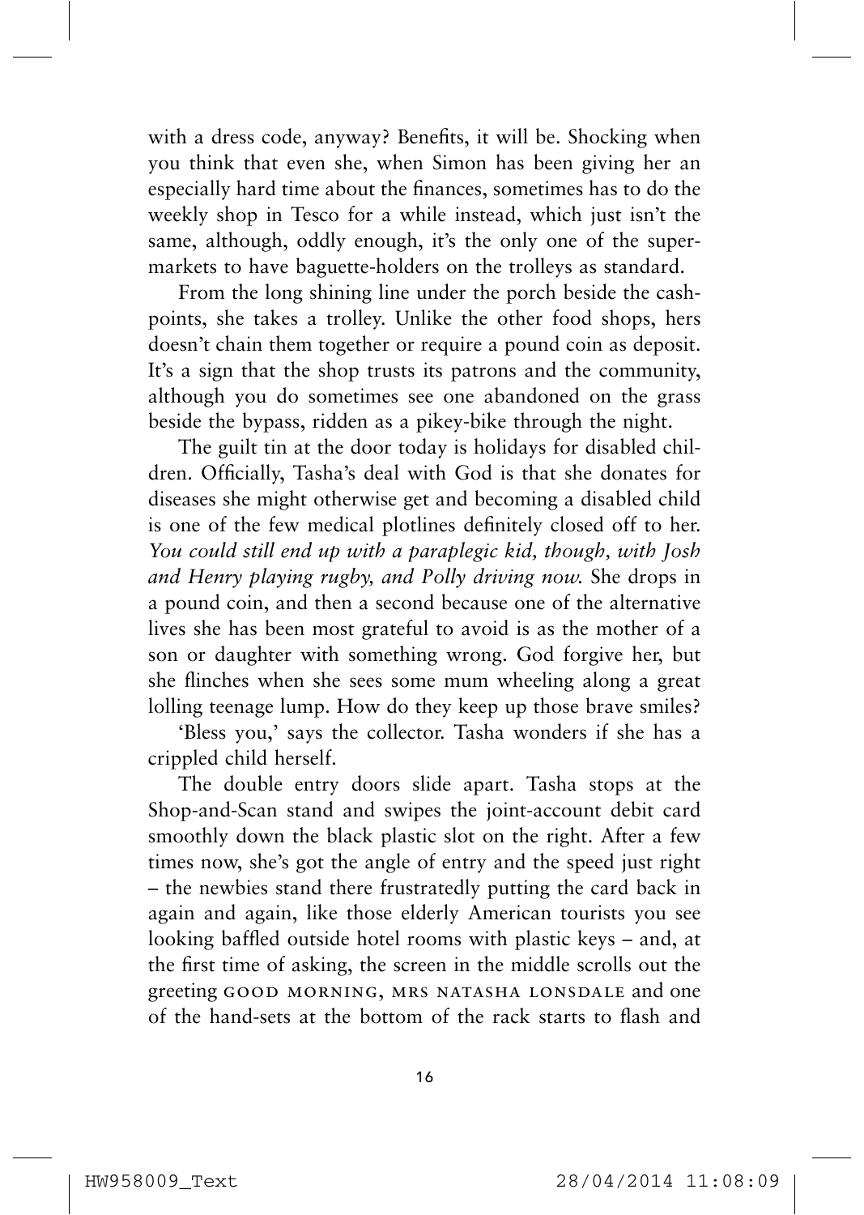with a dress code, anyway? Benefits, it will be. Shocking when you think that even she, when Simon has been giving her an especially hard time about the finances, sometimes has to do the weekly shop in Tesco for a while instead, which just isn't the same, although, oddly enough, it's the only one of the supermarkets to have baguette-holders on the trolleys as standard.

From the long shining line under the porch beside the cashpoints, she takes a trolley. Unlike the other food shops, hers doesn't chain them together or require a pound coin as deposit. It's a sign that the shop trusts its patrons and the community, although you do sometimes see one abandoned on the grass beside the bypass, ridden as a pikey-bike through the night.

The guilt tin at the door today is holidays for disabled children. Officially, Tasha's deal with God is that she donates for diseases she might otherwise get and becoming a disabled child is one of the few medical plotlines definitely closed off to her. *You could still end up with a paraplegic kid, though, with Josh and Henry playing rugby, and Polly driving now.* She drops in a pound coin, and then a second because one of the alternative lives she has been most grateful to avoid is as the mother of a son or daughter with something wrong. God forgive her, but she flinches when she sees some mum wheeling along a great lolling teenage lump. How do they keep up those brave smiles?

'Bless you,' says the collector. Tasha wonders if she has a crippled child herself.

The double entry doors slide apart. Tasha stops at the Shop-and-Scan stand and swipes the joint-account debit card smoothly down the black plastic slot on the right. After a few times now, she's got the angle of entry and the speed just right – the newbies stand there frustratedly putting the card back in again and again, like those elderly American tourists you see looking baffled outside hotel rooms with plastic keys – and, at the first time of asking, the screen in the middle scrolls out the greeting GOOD MORNING, MRS NATASHA LONSDALE and one of the hand-sets at the bottom of the rack starts to flash and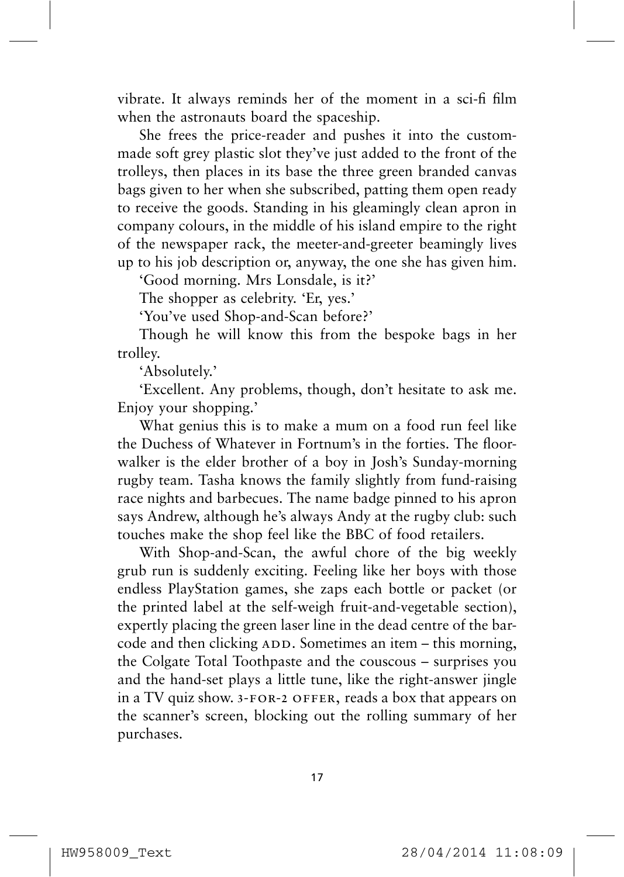vibrate. It always reminds her of the moment in a sci-fi film when the astronauts board the spaceship.

She frees the price-reader and pushes it into the custom-made soft grey plastic slot they've just added to the front of the trolleys, then places in its base the three green branded canvas bags given to her when she subscribed, patting them open ready to receive the goods. Standing in his gleamingly clean apron in company colours, in the middle of his island empire to the right of the newspaper rack, the meeter-and-greeter beamingly lives up to his job description or, anyway, the one she has given him.

'Good morning. Mrs Lonsdale, is it?'

The shopper as celebrity. 'Er, yes.'

'You've used Shop-and-Scan before?'

Though he will know this from the bespoke bags in her trolley.

'Absolutely.'

'Excellent. Any problems, though, don't hesitate to ask me. Enjoy your shopping.'

What genius this is to make a mum on a food run feel like the Duchess of Whatever in Fortnum's in the forties. The floor-walker is the elder brother of a boy in Josh's Sunday-morning rugby team. Tasha knows the family slightly from fund-raising race nights and barbecues. The name badge pinned to his apron says Andrew, although he's always Andy at the rugby club: such touches make the shop feel like the BBC of food retailers.

With Shop-and-Scan, the awful chore of the big weekly grub run is suddenly exciting. Feeling like her boys with those endless PlayStation games, she zaps each bottle or packet (or the printed label at the self-weigh fruit-and-vegetable section), expertly placing the green laser line in the dead centre of the bar-code and then clicking ADD. Sometimes an item – this morning, the Colgate Total Toothpaste and the couscous – surprises you and the hand-set plays a little tune, like the right-answer jingle in a TV quiz show. 3-FOR-2 OFFER, reads a box that appears on the scanner's screen, blocking out the rolling summary of her purchases.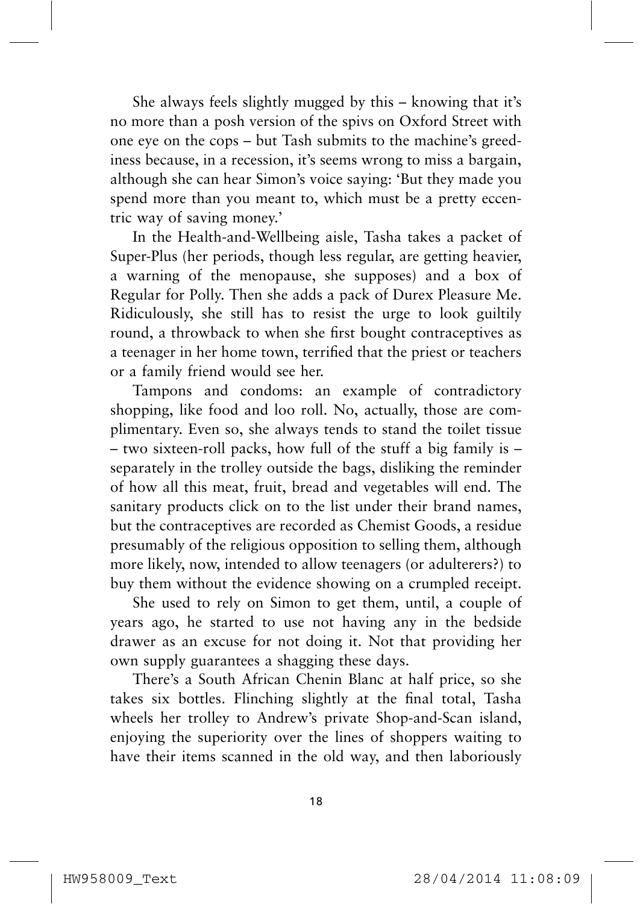She always feels slightly mugged by this – knowing that it's no more than a posh version of the spivs on Oxford Street with one eye on the cops – but Tash submits to the machine's greediness because, in a recession, it's seems wrong to miss a bargain, although she can hear Simon's voice saying: 'But they made you spend more than you meant to, which must be a pretty eccentric way of saving money.'

In the Health-and-Wellbeing aisle, Tasha takes a packet of Super-Plus (her periods, though less regular, are getting heavier, a warning of the menopause, she supposes) and a box of Regular for Polly. Then she adds a pack of Durex Pleasure Me. Ridiculously, she still has to resist the urge to look guiltily round, a throwback to when she first bought contraceptives as a teenager in her home town, terrified that the priest or teachers or a family friend would see her.

Tampons and condoms: an example of contradictory shopping, like food and loo roll. No, actually, those are complimentary. Even so, she always tends to stand the toilet tissue – two sixteen-roll packs, how full of the stuff a big family is – separately in the trolley outside the bags, disliking the reminder of how all this meat, fruit, bread and vegetables will end. The sanitary products click on to the list under their brand names, but the contraceptives are recorded as Chemist Goods, a residue presumably of the religious opposition to selling them, although more likely, now, intended to allow teenagers (or adulterers?) to buy them without the evidence showing on a crumpled receipt.

She used to rely on Simon to get them, until, a couple of years ago, he started to use not having any in the bedside drawer as an excuse for not doing it. Not that providing her own supply guarantees a shagging these days.

There's a South African Chenin Blanc at half price, so she takes six bottles. Flinching slightly at the final total, Tasha wheels her trolley to Andrew's private Shop-and-Scan island, enjoying the superiority over the lines of shoppers waiting to have their items scanned in the old way, and then laboriously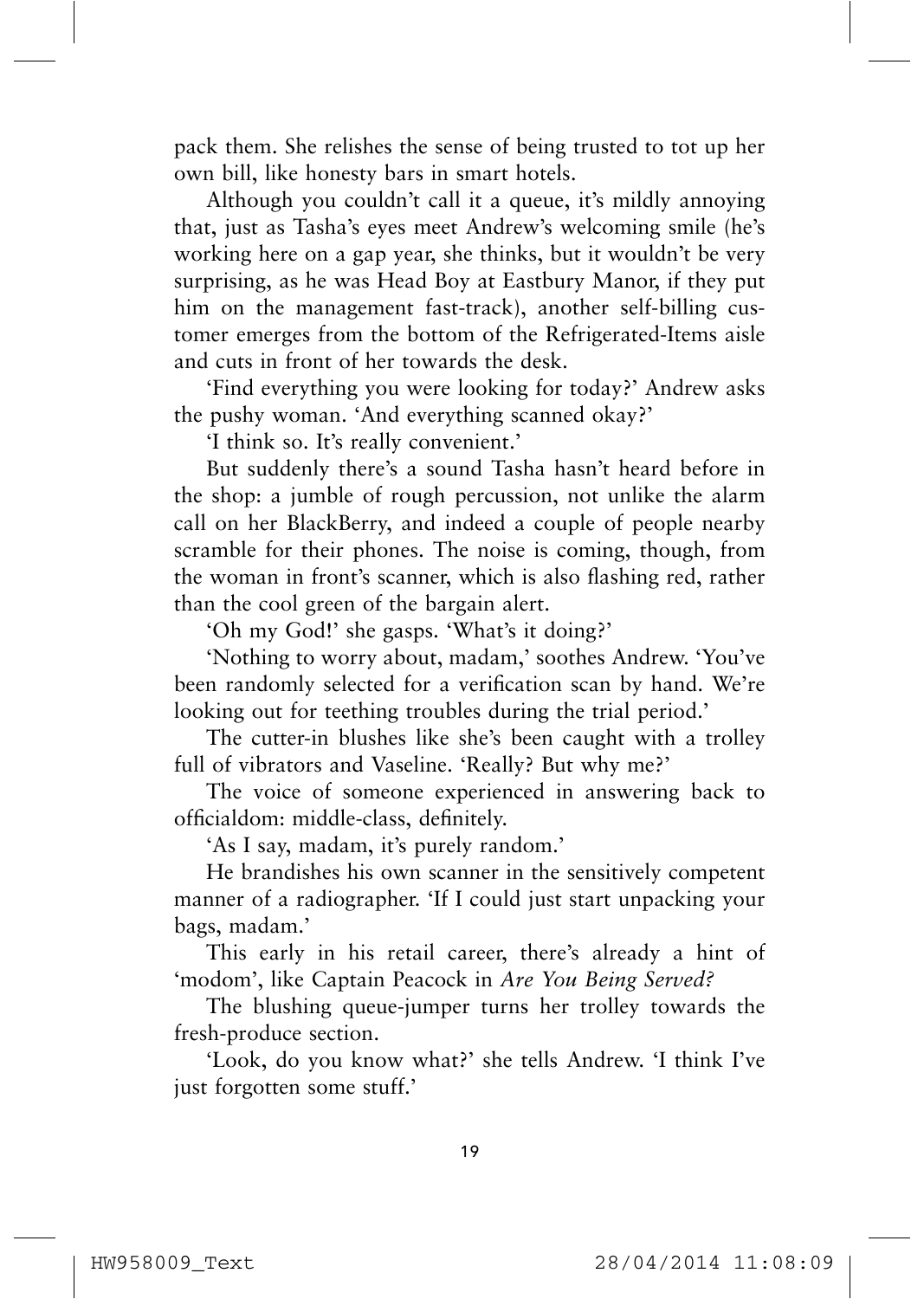pack them. She relishes the sense of being trusted to tot up her own bill, like honesty bars in smart hotels.

Although you couldn't call it a queue, it's mildly annoying that, just as Tasha's eyes meet Andrew's welcoming smile (he's working here on a gap year, she thinks, but it wouldn't be very surprising, as he was Head Boy at Eastbury Manor, if they put him on the management fast-track), another self-billing customer emerges from the bottom of the Refrigerated-Items aisle and cuts in front of her towards the desk.

'Find everything you were looking for today?' Andrew asks the pushy woman. 'And everything scanned okay?'

'I think so. It's really convenient.'

But suddenly there's a sound Tasha hasn't heard before in the shop: a jumble of rough percussion, not unlike the alarm call on her BlackBerry, and indeed a couple of people nearby scramble for their phones. The noise is coming, though, from the woman in front's scanner, which is also flashing red, rather than the cool green of the bargain alert.

'Oh my God!' she gasps. 'What's it doing?'

'Nothing to worry about, madam,' soothes Andrew. 'You've been randomly selected for a verification scan by hand. We're looking out for teething troubles during the trial period.'

The cutter-in blushes like she's been caught with a trolley full of vibrators and Vaseline. 'Really? But why me?'

The voice of someone experienced in answering back to officialdom: middle-class, definitely.

'As I say, madam, it's purely random.'

He brandishes his own scanner in the sensitively competent manner of a radiographer. 'If I could just start unpacking your bags, madam.'

This early in his retail career, there's already a hint of 'modom', like Captain Peacock in *Are You Being Served?*

The blushing queue-jumper turns her trolley towards the fresh-produce section.

'Look, do you know what?' she tells Andrew. 'I think I've just forgotten some stuff.'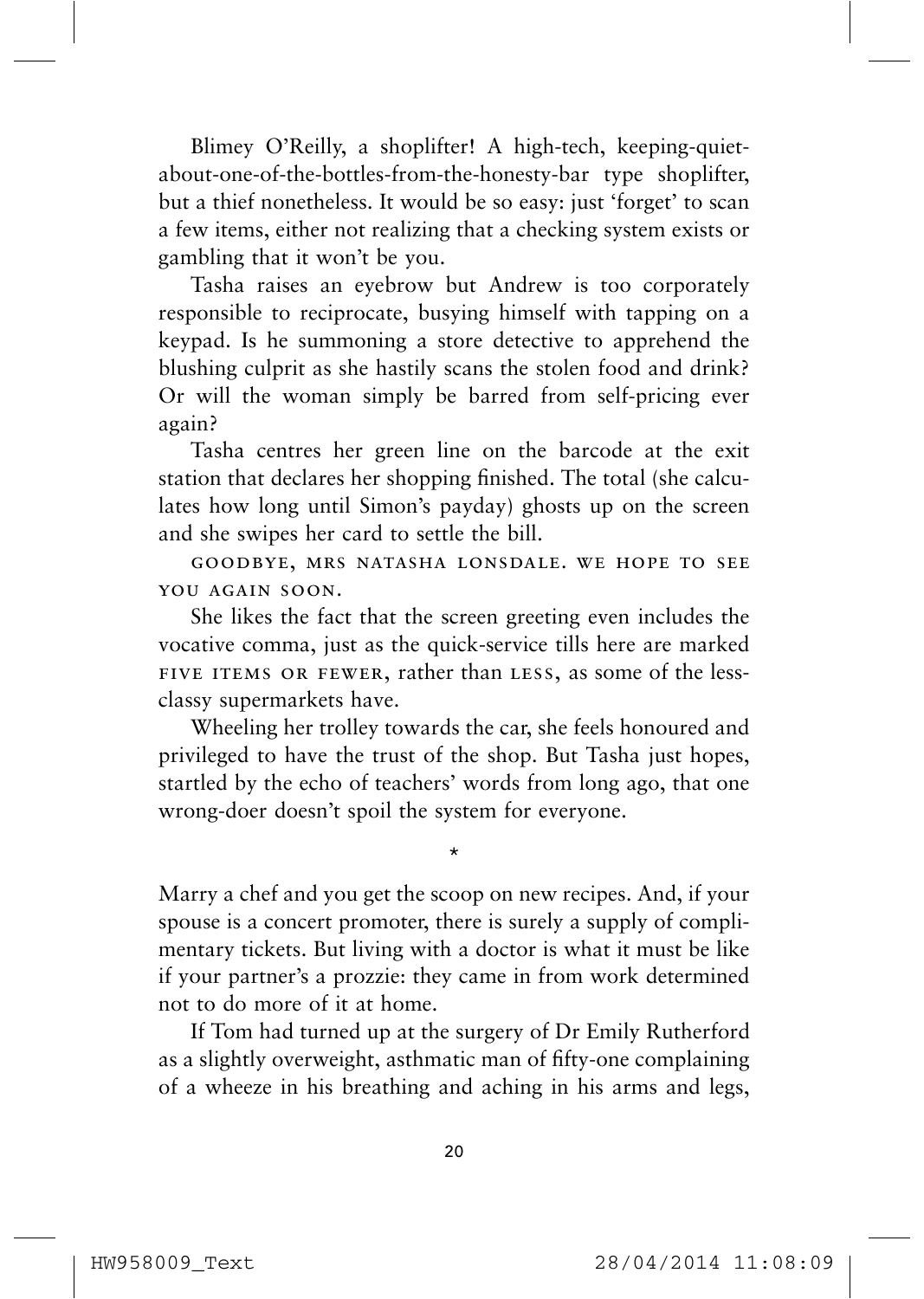Blimey O'Reilly, a shoplifter! A high-tech, keeping-quiet-about-one-of-the-bottles-from-the-honesty-bar type shoplifter, but a thief nonetheless. It would be so easy: just 'forget' to scan a few items, either not realizing that a checking system exists or gambling that it won't be you.

Tasha raises an eyebrow but Andrew is too corporately responsible to reciprocate, busying himself with tapping on a keypad. Is he summoning a store detective to apprehend the blushing culprit as she hastily scans the stolen food and drink? Or will the woman simply be barred from self-pricing ever again?

Tasha centres her green line on the barcode at the exit station that declares her shopping finished. The total (she calculates how long until Simon's payday) ghosts up on the screen and she swipes her card to settle the bill.

GOODBYE, MRS NATASHA LONSDALE. WE HOPE TO SEE YOU AGAIN SOON.

She likes the fact that the screen greeting even includes the vocative comma, just as the quick-service tills here are marked FIVE ITEMS OR FEWER, rather than LESS, as some of the less-classy supermarkets have.

Wheeling her trolley towards the car, she feels honoured and privileged to have the trust of the shop. But Tasha just hopes, startled by the echo of teachers' words from long ago, that one wrong-doer doesn't spoil the system for everyone.

*

Marry a chef and you get the scoop on new recipes. And, if your spouse is a concert promoter, there is surely a supply of complimentary tickets. But living with a doctor is what it must be like if your partner's a prozzie: they came in from work determined not to do more of it at home.

If Tom had turned up at the surgery of Dr Emily Rutherford as a slightly overweight, asthmatic man of fifty-one complaining of a wheeze in his breathing and aching in his arms and legs,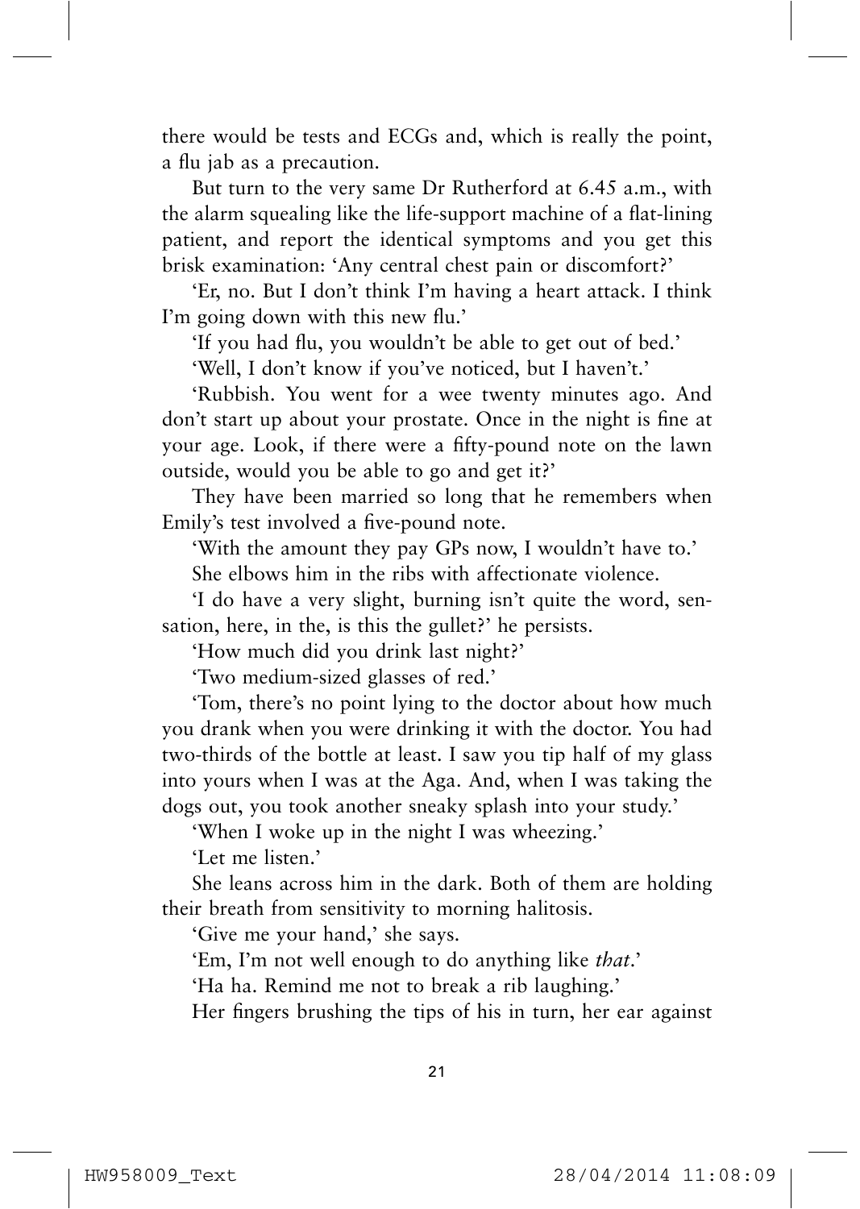there would be tests and ECGs and, which is really the point, a flu jab as a precaution.

But turn to the very same Dr Rutherford at 6.45 a.m., with the alarm squealing like the life-support machine of a flat-lining patient, and report the identical symptoms and you get this brisk examination: 'Any central chest pain or discomfort?'

'Er, no. But I don't think I'm having a heart attack. I think I'm going down with this new flu.'

'If you had flu, you wouldn't be able to get out of bed.'

'Well, I don't know if you've noticed, but I haven't.'

'Rubbish. You went for a wee twenty minutes ago. And don't start up about your prostate. Once in the night is fine at your age. Look, if there were a fifty-pound note on the lawn outside, would you be able to go and get it?'

They have been married so long that he remembers when Emily's test involved a five-pound note.

'With the amount they pay GPs now, I wouldn't have to.'

She elbows him in the ribs with affectionate violence.

'I do have a very slight, burning isn't quite the word, sensation, here, in the, is this the gullet?' he persists.

'How much did you drink last night?'

'Two medium-sized glasses of red.'

'Tom, there's no point lying to the doctor about how much you drank when you were drinking it with the doctor. You had two-thirds of the bottle at least. I saw you tip half of my glass into yours when I was at the Aga. And, when I was taking the dogs out, you took another sneaky splash into your study.'

'When I woke up in the night I was wheezing.'

'Let me listen.'

She leans across him in the dark. Both of them are holding their breath from sensitivity to morning halitosis.

'Give me your hand,' she says.

'Em, I'm not well enough to do anything like *that*.'

'Ha ha. Remind me not to break a rib laughing.'

Her fingers brushing the tips of his in turn, her ear against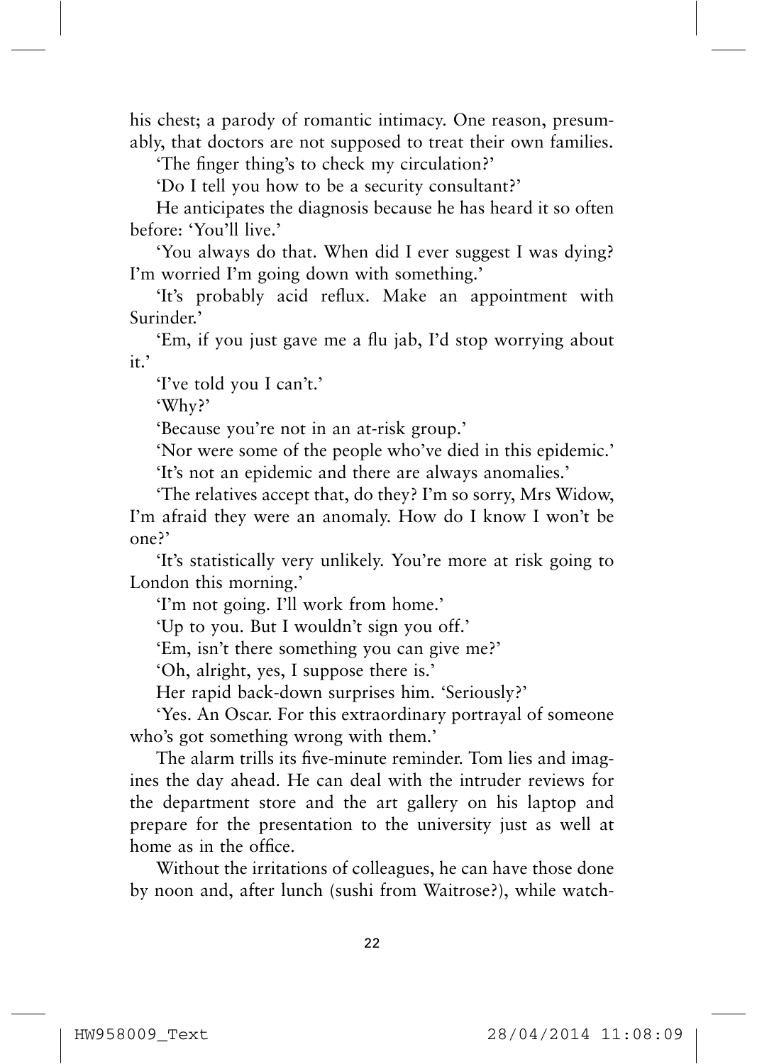his chest; a parody of romantic intimacy. One reason, presumably, that doctors are not supposed to treat their own families.

'The finger thing's to check my circulation?'

'Do I tell you how to be a security consultant?'

He anticipates the diagnosis because he has heard it so often before: 'You'll live.'

'You always do that. When did I ever suggest I was dying? I'm worried I'm going down with something.'

'It's probably acid reflux. Make an appointment with Surinder.'

'Em, if you just gave me a flu jab, I'd stop worrying about it.'

'I've told you I can't.'

'Why?'

'Because you're not in an at-risk group.'

'Nor were some of the people who've died in this epidemic.'

'It's not an epidemic and there are always anomalies.'

'The relatives accept that, do they? I'm so sorry, Mrs Widow, I'm afraid they were an anomaly. How do I know I won't be one?'

'It's statistically very unlikely. You're more at risk going to London this morning.'

'I'm not going. I'll work from home.'

'Up to you. But I wouldn't sign you off.'

'Em, isn't there something you can give me?'

'Oh, alright, yes, I suppose there is.'

Her rapid back-down surprises him. 'Seriously?'

'Yes. An Oscar. For this extraordinary portrayal of someone who's got something wrong with them.'

The alarm trills its five-minute reminder. Tom lies and imagines the day ahead. He can deal with the intruder reviews for the department store and the art gallery on his laptop and prepare for the presentation to the university just as well at home as in the office.

Without the irritations of colleagues, he can have those done by noon and, after lunch (sushi from Waitrose?), while watch-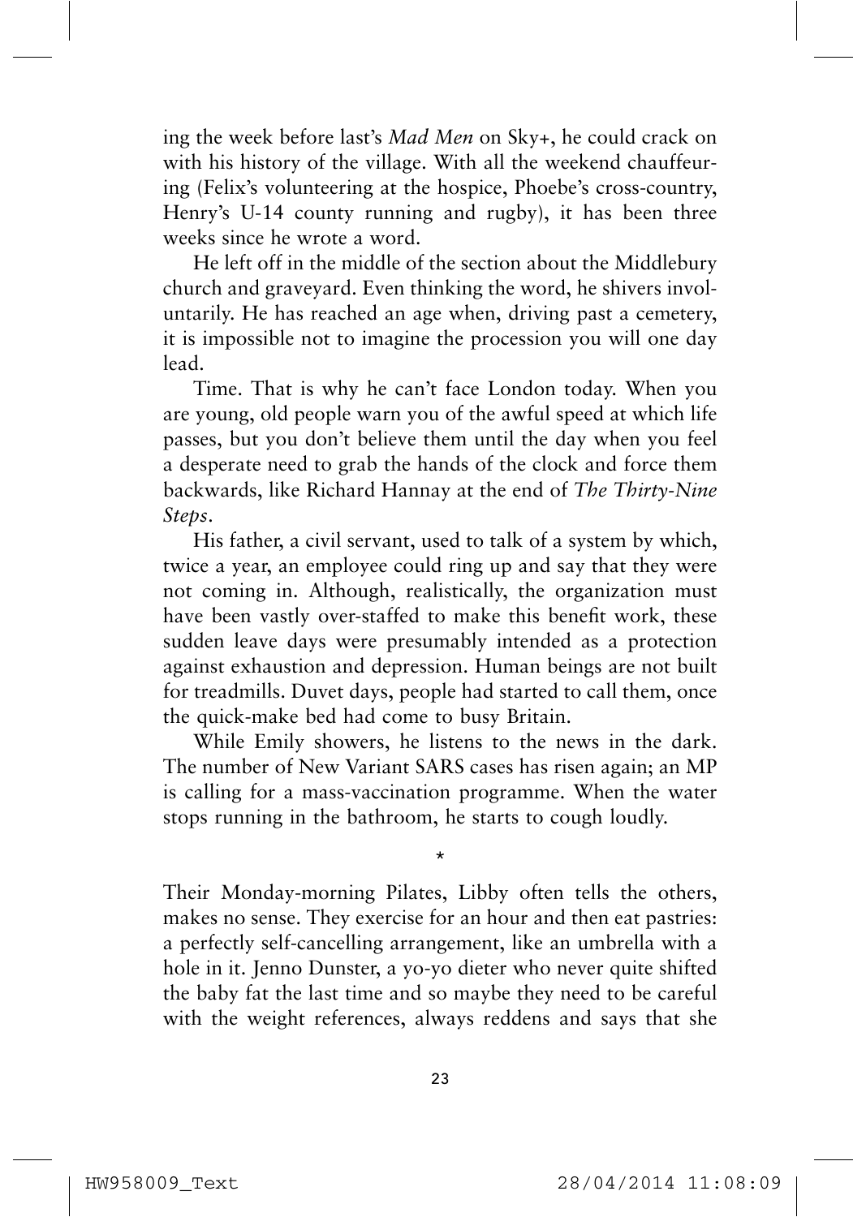ing the week before last's *Mad Men* on Sky+, he could crack on with his history of the village. With all the weekend chauffeuring (Felix's volunteering at the hospice, Phoebe's cross-country, Henry's U-14 county running and rugby), it has been three weeks since he wrote a word.

He left off in the middle of the section about the Middlebury church and graveyard. Even thinking the word, he shivers involuntarily. He has reached an age when, driving past a cemetery, it is impossible not to imagine the procession you will one day lead.

Time. That is why he can't face London today. When you are young, old people warn you of the awful speed at which life passes, but you don't believe them until the day when you feel a desperate need to grab the hands of the clock and force them backwards, like Richard Hannay at the end of *The Thirty-Nine Steps*.

His father, a civil servant, used to talk of a system by which, twice a year, an employee could ring up and say that they were not coming in. Although, realistically, the organization must have been vastly over-staffed to make this benefit work, these sudden leave days were presumably intended as a protection against exhaustion and depression. Human beings are not built for treadmills. Duvet days, people had started to call them, once the quick-make bed had come to busy Britain.

While Emily showers, he listens to the news in the dark. The number of New Variant SARS cases has risen again; an MP is calling for a mass-vaccination programme. When the water stops running in the bathroom, he starts to cough loudly.

*

Their Monday-morning Pilates, Libby often tells the others, makes no sense. They exercise for an hour and then eat pastries: a perfectly self-cancelling arrangement, like an umbrella with a hole in it. Jenno Dunster, a yo-yo dieter who never quite shifted the baby fat the last time and so maybe they need to be careful with the weight references, always reddens and says that she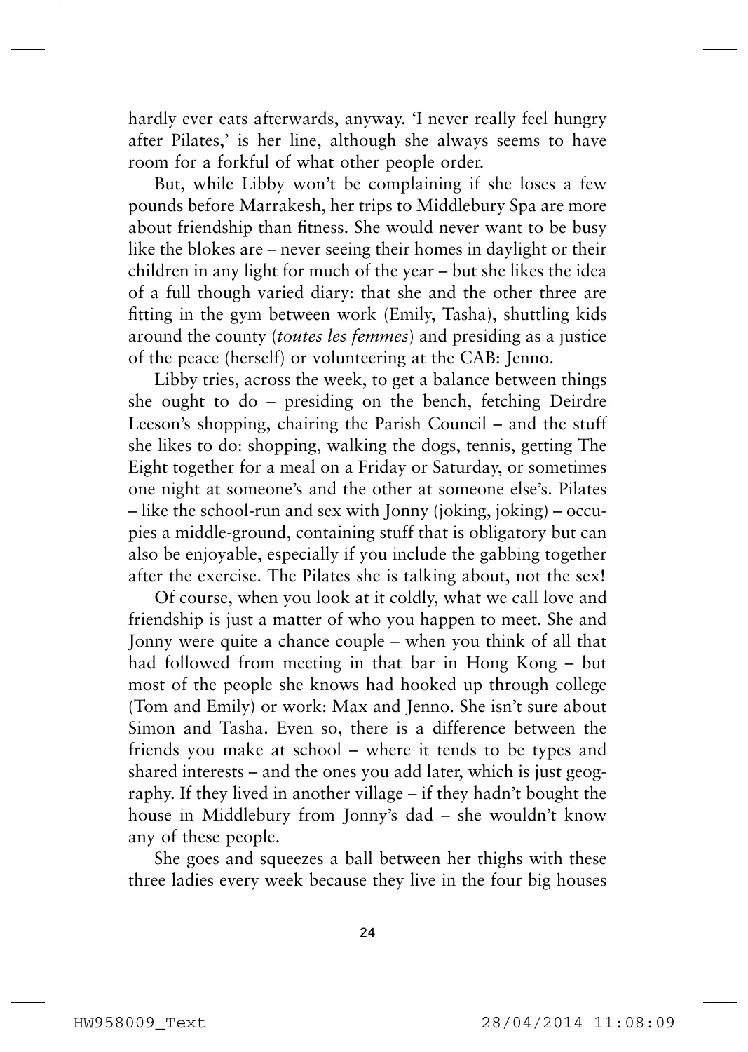hardly ever eats afterwards, anyway. 'I never really feel hungry after Pilates,' is her line, although she always seems to have room for a forkful of what other people order.

But, while Libby won't be complaining if she loses a few pounds before Marrakesh, her trips to Middlebury Spa are more about friendship than fitness. She would never want to be busy like the blokes are – never seeing their homes in daylight or their children in any light for much of the year – but she likes the idea of a full though varied diary: that she and the other three are fitting in the gym between work (Emily, Tasha), shuttling kids around the county (*toutes les femmes*) and presiding as a justice of the peace (herself) or volunteering at the CAB: Jenno.

Libby tries, across the week, to get a balance between things she ought to do – presiding on the bench, fetching Deirdre Leeson's shopping, chairing the Parish Council – and the stuff she likes to do: shopping, walking the dogs, tennis, getting The Eight together for a meal on a Friday or Saturday, or sometimes one night at someone's and the other at someone else's. Pilates – like the school-run and sex with Jonny (joking, joking) – occupies a middle-ground, containing stuff that is obligatory but can also be enjoyable, especially if you include the gabbing together after the exercise. The Pilates she is talking about, not the sex!

Of course, when you look at it coldly, what we call love and friendship is just a matter of who you happen to meet. She and Jonny were quite a chance couple – when you think of all that had followed from meeting in that bar in Hong Kong – but most of the people she knows had hooked up through college (Tom and Emily) or work: Max and Jenno. She isn't sure about Simon and Tasha. Even so, there is a difference between the friends you make at school – where it tends to be types and shared interests – and the ones you add later, which is just geography. If they lived in another village – if they hadn't bought the house in Middlebury from Jonny's dad – she wouldn't know any of these people.

She goes and squeezes a ball between her thighs with these three ladies every week because they live in the four big houses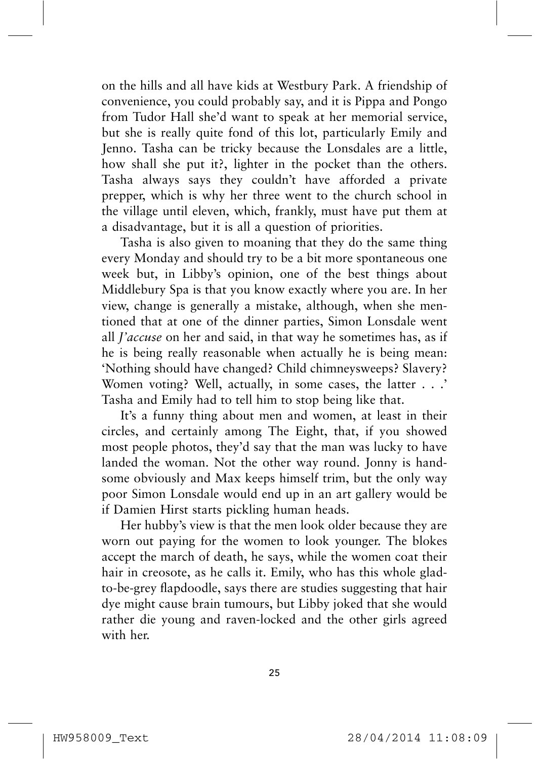on the hills and all have kids at Westbury Park. A friendship of convenience, you could probably say, and it is Pippa and Pongo from Tudor Hall she'd want to speak at her memorial service, but she is really quite fond of this lot, particularly Emily and Jenno. Tasha can be tricky because the Lonsdales are a little, how shall she put it?, lighter in the pocket than the others. Tasha always says they couldn't have afforded a private prepper, which is why her three went to the church school in the village until eleven, which, frankly, must have put them at a disadvantage, but it is all a question of priorities.

Tasha is also given to moaning that they do the same thing every Monday and should try to be a bit more spontaneous one week but, in Libby's opinion, one of the best things about Middlebury Spa is that you know exactly where you are. In her view, change is generally a mistake, although, when she mentioned that at one of the dinner parties, Simon Lonsdale went all *J'accuse* on her and said, in that way he sometimes has, as if he is being really reasonable when actually he is being mean: 'Nothing should have changed? Child chimneysweeps? Slavery? Women voting? Well, actually, in some cases, the latter . . .' Tasha and Emily had to tell him to stop being like that.

It's a funny thing about men and women, at least in their circles, and certainly among The Eight, that, if you showed most people photos, they'd say that the man was lucky to have landed the woman. Not the other way round. Jonny is handsome obviously and Max keeps himself trim, but the only way poor Simon Lonsdale would end up in an art gallery would be if Damien Hirst starts pickling human heads.

Her hubby's view is that the men look older because they are worn out paying for the women to look younger. The blokes accept the march of death, he says, while the women coat their hair in creosote, as he calls it. Emily, who has this whole glad-to-be-grey flapdoodle, says there are studies suggesting that hair dye might cause brain tumours, but Libby joked that she would rather die young and raven-locked and the other girls agreed with her.